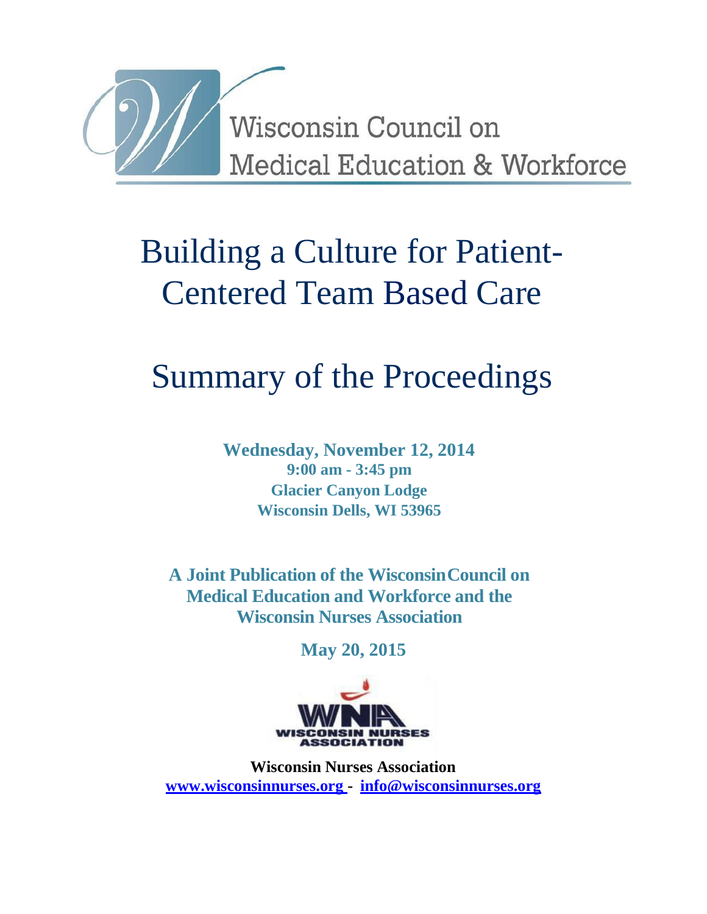Wisconsin Council on Medical Education & Workforce

# Building a Culture for Patient-Centered Team Based Care

# Summary of the Proceedings

**Wednesday, November 12, 2014**
**9:00 am - 3:45 pm**
**Glacier Canyon Lodge**
**Wisconsin Dells, WI 53965**

**A Joint Publication of the Wisconsin Council on Medical Education and Workforce and the Wisconsin Nurses Association**

**May 20, 2015**

WNA WISCONSIN NURSES ASSOCIATION

**Wisconsin Nurses Association**
**www.wisconsinnurses.org - info@wisconsinnurses.org**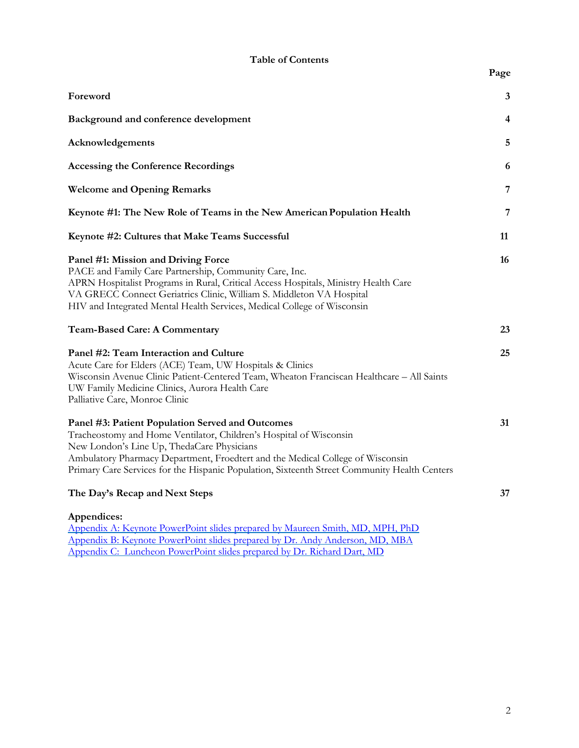## Table of Contents

| | Page |
|---|---|
| **Foreword** | **3** |
| **Background and conference development** | **4** |
| **Acknowledgements** | **5** |
| **Accessing the Conference Recordings** | **6** |
| **Welcome and Opening Remarks** | **7** |
| **Keynote #1: The New Role of Teams in the New American Population Health** | **7** |
| **Keynote #2: Cultures that Make Teams Successful** | **11** |
| **Panel #1: Mission and Driving Force**<br>PACE and Family Care Partnership, Community Care, Inc.<br>APRN Hospitalist Programs in Rural, Critical Access Hospitals, Ministry Health Care<br>VA GRECC Connect Geriatrics Clinic, William S. Middleton VA Hospital<br>HIV and Integrated Mental Health Services, Medical College of Wisconsin | **16** |
| **Team-Based Care: A Commentary** | **23** |
| **Panel #2: Team Interaction and Culture**<br>Acute Care for Elders (ACE) Team, UW Hospitals & Clinics<br>Wisconsin Avenue Clinic Patient-Centered Team, Wheaton Franciscan Healthcare – All Saints<br>UW Family Medicine Clinics, Aurora Health Care<br>Palliative Care, Monroe Clinic | **25** |
| **Panel #3: Patient Population Served and Outcomes**<br>Tracheostomy and Home Ventilator, Children's Hospital of Wisconsin<br>New London's Line Up, ThedaCare Physicians<br>Ambulatory Pharmacy Department, Froedtert and the Medical College of Wisconsin<br>Primary Care Services for the Hispanic Population, Sixteenth Street Community Health Centers | **31** |
| **The Day's Recap and Next Steps** | **37** |

**Appendices:**

Appendix A: Keynote PowerPoint slides prepared by Maureen Smith, MD, MPH, PhD
Appendix B: Keynote PowerPoint slides prepared by Dr. Andy Anderson, MD, MBA
Appendix C: Luncheon PowerPoint slides prepared by Dr. Richard Dart, MD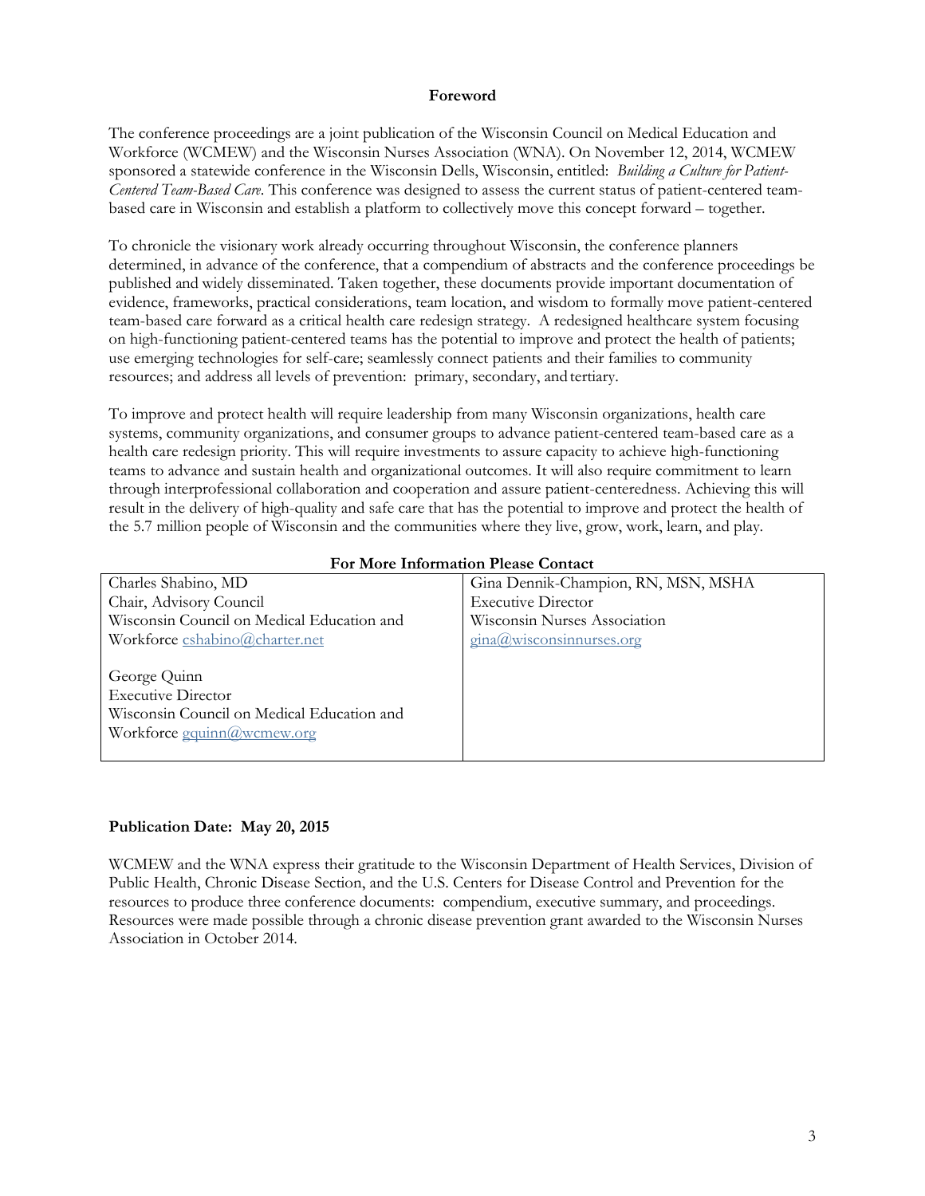# Foreword

The conference proceedings are a joint publication of the Wisconsin Council on Medical Education and Workforce (WCMEW) and the Wisconsin Nurses Association (WNA). On November 12, 2014, WCMEW sponsored a statewide conference in the Wisconsin Dells, Wisconsin, entitled: *Building a Culture for Patient-Centered Team-Based Care*. This conference was designed to assess the current status of patient-centered team-based care in Wisconsin and establish a platform to collectively move this concept forward – together.

To chronicle the visionary work already occurring throughout Wisconsin, the conference planners determined, in advance of the conference, that a compendium of abstracts and the conference proceedings be published and widely disseminated. Taken together, these documents provide important documentation of evidence, frameworks, practical considerations, team location, and wisdom to formally move patient-centered team-based care forward as a critical health care redesign strategy. A redesigned healthcare system focusing on high-functioning patient-centered teams has the potential to improve and protect the health of patients; use emerging technologies for self-care; seamlessly connect patients and their families to community resources; and address all levels of prevention: primary, secondary, and tertiary.

To improve and protect health will require leadership from many Wisconsin organizations, health care systems, community organizations, and consumer groups to advance patient-centered team-based care as a health care redesign priority. This will require investments to assure capacity to achieve high-functioning teams to advance and sustain health and organizational outcomes. It will also require commitment to learn through interprofessional collaboration and cooperation and assure patient-centeredness. Achieving this will result in the delivery of high-quality and safe care that has the potential to improve and protect the health of the 5.7 million people of Wisconsin and the communities where they live, grow, work, learn, and play.

**For More Information Please Contact**

| | |
|---|---|
| Charles Shabino, MD<br>Chair, Advisory Council<br>Wisconsin Council on Medical Education and Workforce cshabino@charter.net<br><br>George Quinn<br>Executive Director<br>Wisconsin Council on Medical Education and Workforce gquinn@wcmew.org | Gina Dennik-Champion, RN, MSN, MSHA<br>Executive Director<br>Wisconsin Nurses Association<br>gina@wisconsinnurses.org |

**Publication Date: May 20, 2015**

WCMEW and the WNA express their gratitude to the Wisconsin Department of Health Services, Division of Public Health, Chronic Disease Section, and the U.S. Centers for Disease Control and Prevention for the resources to produce three conference documents: compendium, executive summary, and proceedings. Resources were made possible through a chronic disease prevention grant awarded to the Wisconsin Nurses Association in October 2014.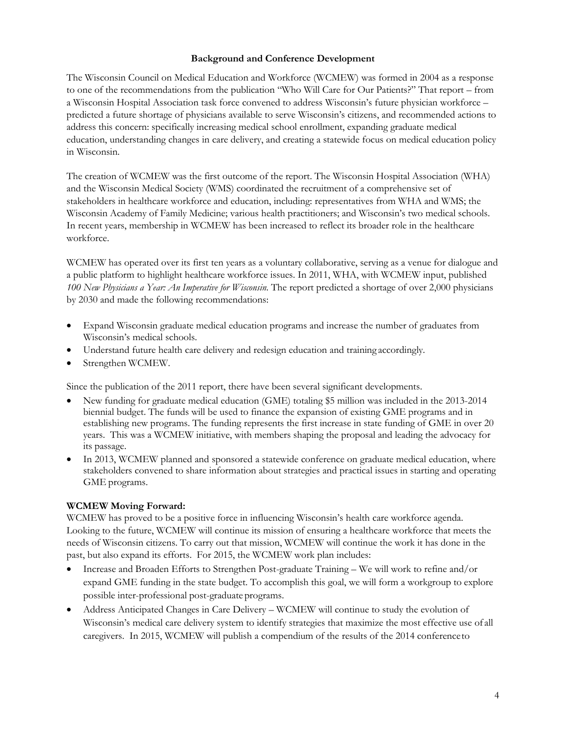## Background and Conference Development

The Wisconsin Council on Medical Education and Workforce (WCMEW) was formed in 2004 as a response to one of the recommendations from the publication "Who Will Care for Our Patients?" That report – from a Wisconsin Hospital Association task force convened to address Wisconsin's future physician workforce – predicted a future shortage of physicians available to serve Wisconsin's citizens, and recommended actions to address this concern: specifically increasing medical school enrollment, expanding graduate medical education, understanding changes in care delivery, and creating a statewide focus on medical education policy in Wisconsin.

The creation of WCMEW was the first outcome of the report. The Wisconsin Hospital Association (WHA) and the Wisconsin Medical Society (WMS) coordinated the recruitment of a comprehensive set of stakeholders in healthcare workforce and education, including: representatives from WHA and WMS; the Wisconsin Academy of Family Medicine; various health practitioners; and Wisconsin's two medical schools. In recent years, membership in WCMEW has been increased to reflect its broader role in the healthcare workforce.

WCMEW has operated over its first ten years as a voluntary collaborative, serving as a venue for dialogue and a public platform to highlight healthcare workforce issues. In 2011, WHA, with WCMEW input, published *100 New Physicians a Year: An Imperative for Wisconsin*. The report predicted a shortage of over 2,000 physicians by 2030 and made the following recommendations:

- Expand Wisconsin graduate medical education programs and increase the number of graduates from Wisconsin's medical schools.
- Understand future health care delivery and redesign education and training accordingly.
- Strengthen WCMEW.

Since the publication of the 2011 report, there have been several significant developments.

- New funding for graduate medical education (GME) totaling $5 million was included in the 2013-2014 biennial budget. The funds will be used to finance the expansion of existing GME programs and in establishing new programs. The funding represents the first increase in state funding of GME in over 20 years. This was a WCMEW initiative, with members shaping the proposal and leading the advocacy for its passage.
- In 2013, WCMEW planned and sponsored a statewide conference on graduate medical education, where stakeholders convened to share information about strategies and practical issues in starting and operating GME programs.

**WCMEW Moving Forward:**

WCMEW has proved to be a positive force in influencing Wisconsin's health care workforce agenda. Looking to the future, WCMEW will continue its mission of ensuring a healthcare workforce that meets the needs of Wisconsin citizens. To carry out that mission, WCMEW will continue the work it has done in the past, but also expand its efforts. For 2015, the WCMEW work plan includes:

- Increase and Broaden Efforts to Strengthen Post-graduate Training – We will work to refine and/or expand GME funding in the state budget. To accomplish this goal, we will form a workgroup to explore possible inter-professional post-graduate programs.
- Address Anticipated Changes in Care Delivery – WCMEW will continue to study the evolution of Wisconsin's medical care delivery system to identify strategies that maximize the most effective use of all caregivers. In 2015, WCMEW will publish a compendium of the results of the 2014 conference to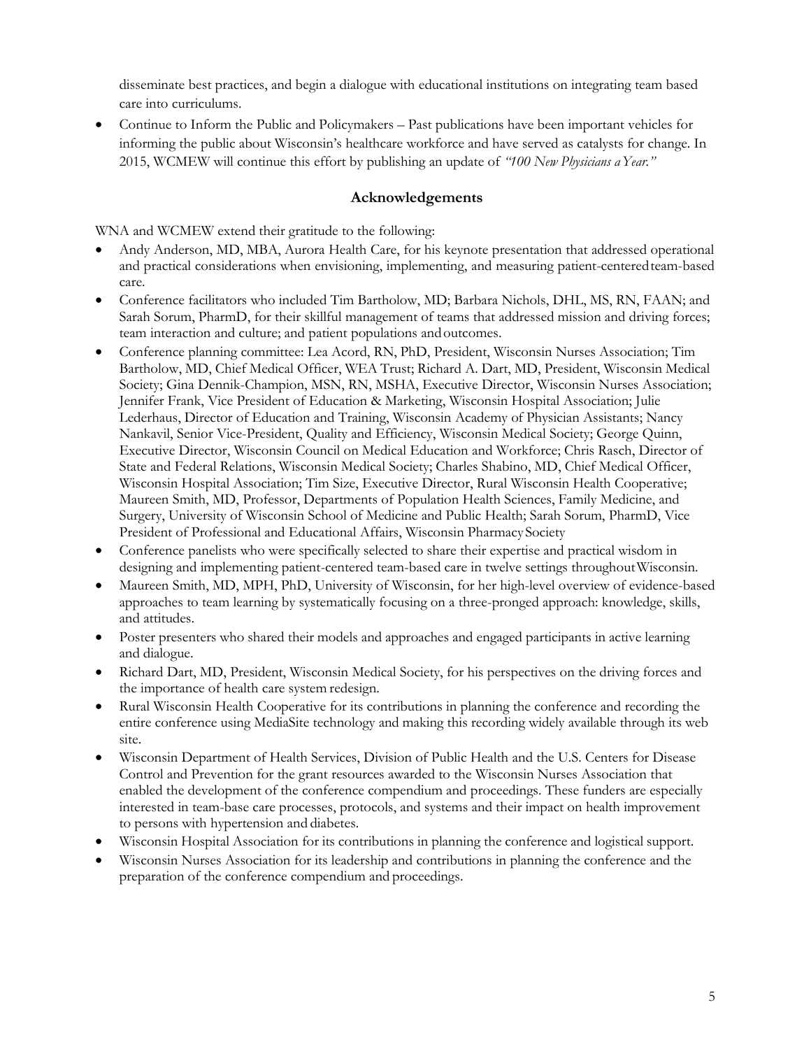disseminate best practices, and begin a dialogue with educational institutions on integrating team based care into curriculums.

- Continue to Inform the Public and Policymakers – Past publications have been important vehicles for informing the public about Wisconsin's healthcare workforce and have served as catalysts for change. In 2015, WCMEW will continue this effort by publishing an update of *"100 New Physicians a Year."*

## Acknowledgements

WNA and WCMEW extend their gratitude to the following:

- Andy Anderson, MD, MBA, Aurora Health Care, for his keynote presentation that addressed operational and practical considerations when envisioning, implementing, and measuring patient-centered team-based care.
- Conference facilitators who included Tim Bartholow, MD; Barbara Nichols, DHL, MS, RN, FAAN; and Sarah Sorum, PharmD, for their skillful management of teams that addressed mission and driving forces; team interaction and culture; and patient populations and outcomes.
- Conference planning committee: Lea Acord, RN, PhD, President, Wisconsin Nurses Association; Tim Bartholow, MD, Chief Medical Officer, WEA Trust; Richard A. Dart, MD, President, Wisconsin Medical Society; Gina Dennik-Champion, MSN, RN, MSHA, Executive Director, Wisconsin Nurses Association; Jennifer Frank, Vice President of Education & Marketing, Wisconsin Hospital Association; Julie Lederhaus, Director of Education and Training, Wisconsin Academy of Physician Assistants; Nancy Nankavil, Senior Vice-President, Quality and Efficiency, Wisconsin Medical Society; George Quinn, Executive Director, Wisconsin Council on Medical Education and Workforce; Chris Rasch, Director of State and Federal Relations, Wisconsin Medical Society; Charles Shabino, MD, Chief Medical Officer, Wisconsin Hospital Association; Tim Size, Executive Director, Rural Wisconsin Health Cooperative; Maureen Smith, MD, Professor, Departments of Population Health Sciences, Family Medicine, and Surgery, University of Wisconsin School of Medicine and Public Health; Sarah Sorum, PharmD, Vice President of Professional and Educational Affairs, Wisconsin Pharmacy Society
- Conference panelists who were specifically selected to share their expertise and practical wisdom in designing and implementing patient-centered team-based care in twelve settings throughout Wisconsin.
- Maureen Smith, MD, MPH, PhD, University of Wisconsin, for her high-level overview of evidence-based approaches to team learning by systematically focusing on a three-pronged approach: knowledge, skills, and attitudes.
- Poster presenters who shared their models and approaches and engaged participants in active learning and dialogue.
- Richard Dart, MD, President, Wisconsin Medical Society, for his perspectives on the driving forces and the importance of health care system redesign.
- Rural Wisconsin Health Cooperative for its contributions in planning the conference and recording the entire conference using MediaSite technology and making this recording widely available through its web site.
- Wisconsin Department of Health Services, Division of Public Health and the U.S. Centers for Disease Control and Prevention for the grant resources awarded to the Wisconsin Nurses Association that enabled the development of the conference compendium and proceedings. These funders are especially interested in team-base care processes, protocols, and systems and their impact on health improvement to persons with hypertension and diabetes.
- Wisconsin Hospital Association for its contributions in planning the conference and logistical support.
- Wisconsin Nurses Association for its leadership and contributions in planning the conference and the preparation of the conference compendium and proceedings.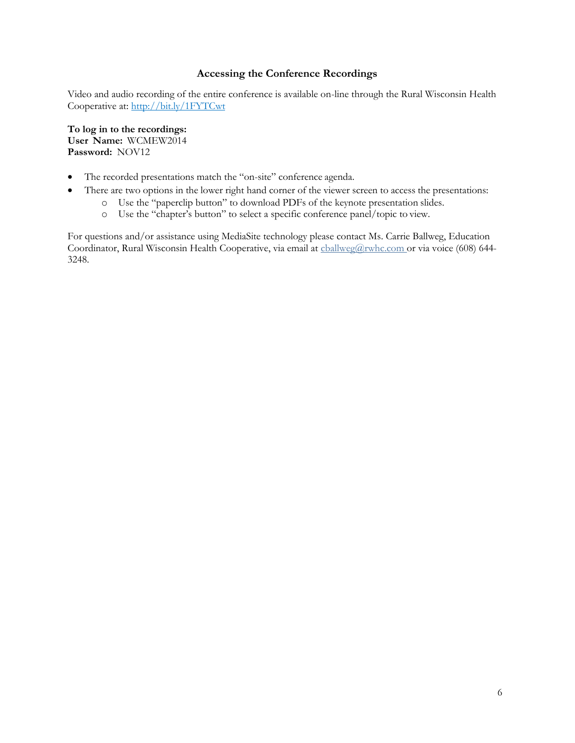## Accessing the Conference Recordings

Video and audio recording of the entire conference is available on-line through the Rural Wisconsin Health Cooperative at: http://bit.ly/1FYTCwt

**To log in to the recordings:**
**User Name:** WCMEW2014
**Password:** NOV12

- The recorded presentations match the "on-site" conference agenda.
- There are two options in the lower right hand corner of the viewer screen to access the presentations:
    - Use the "paperclip button" to download PDFs of the keynote presentation slides.
    - Use the "chapter's button" to select a specific conference panel/topic to view.

For questions and/or assistance using MediaSite technology please contact Ms. Carrie Ballweg, Education Coordinator, Rural Wisconsin Health Cooperative, via email at cballweg@rwhc.com or via voice (608) 644-3248.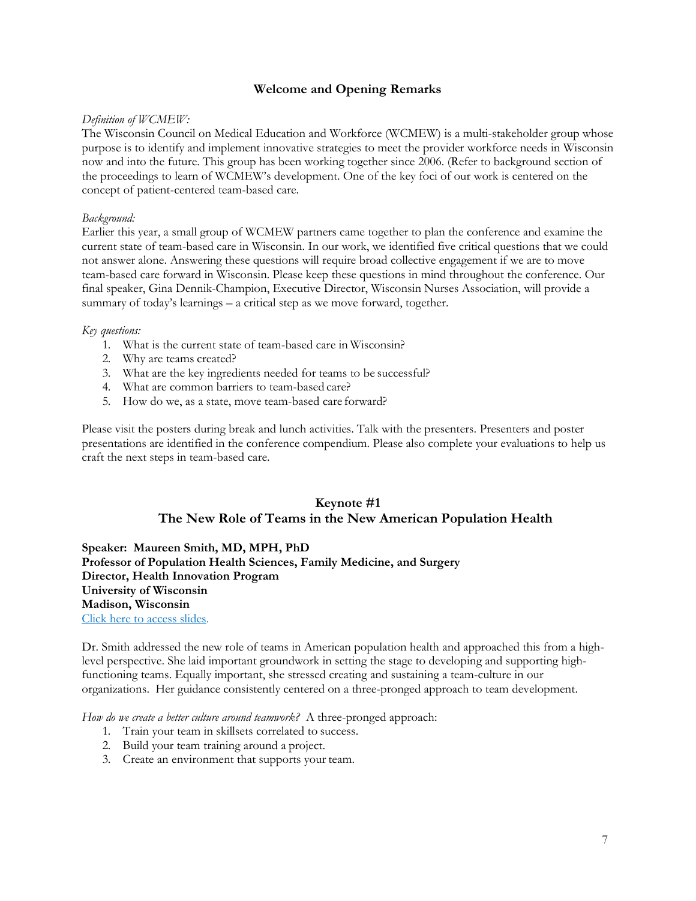## Welcome and Opening Remarks

*Definition of WCMEW:*
The Wisconsin Council on Medical Education and Workforce (WCMEW) is a multi-stakeholder group whose purpose is to identify and implement innovative strategies to meet the provider workforce needs in Wisconsin now and into the future. This group has been working together since 2006. (Refer to background section of the proceedings to learn of WCMEW's development. One of the key foci of our work is centered on the concept of patient-centered team-based care.

*Background:*
Earlier this year, a small group of WCMEW partners came together to plan the conference and examine the current state of team-based care in Wisconsin. In our work, we identified five critical questions that we could not answer alone. Answering these questions will require broad collective engagement if we are to move team-based care forward in Wisconsin. Please keep these questions in mind throughout the conference. Our final speaker, Gina Dennik-Champion, Executive Director, Wisconsin Nurses Association, will provide a summary of today's learnings – a critical step as we move forward, together.

*Key questions:*

1. What is the current state of team-based care in Wisconsin?
2. Why are teams created?
3. What are the key ingredients needed for teams to be successful?
4. What are common barriers to team-based care?
5. How do we, as a state, move team-based care forward?

Please visit the posters during break and lunch activities. Talk with the presenters. Presenters and poster presentations are identified in the conference compendium. Please also complete your evaluations to help us craft the next steps in team-based care.

## Keynote #1
## The New Role of Teams in the New American Population Health

**Speaker: Maureen Smith, MD, MPH, PhD**
**Professor of Population Health Sciences, Family Medicine, and Surgery**
**Director, Health Innovation Program**
**University of Wisconsin**
**Madison, Wisconsin**
Click here to access slides.

Dr. Smith addressed the new role of teams in American population health and approached this from a high-level perspective. She laid important groundwork in setting the stage to developing and supporting high-functioning teams. Equally important, she stressed creating and sustaining a team-culture in our organizations. Her guidance consistently centered on a three-pronged approach to team development.

*How do we create a better culture around teamwork?* A three-pronged approach:

1. Train your team in skillsets correlated to success.
2. Build your team training around a project.
3. Create an environment that supports your team.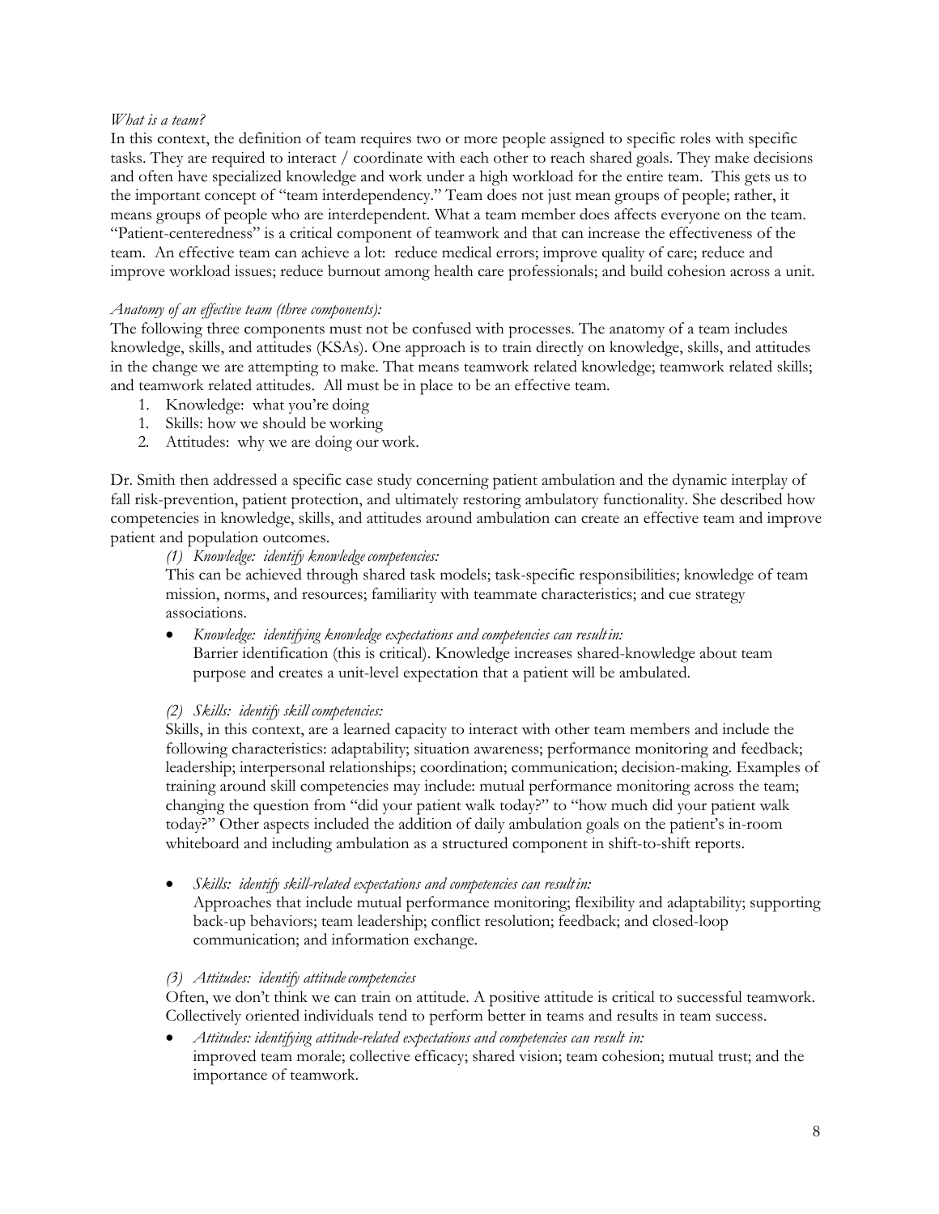*What is a team?*

In this context, the definition of team requires two or more people assigned to specific roles with specific tasks. They are required to interact / coordinate with each other to reach shared goals. They make decisions and often have specialized knowledge and work under a high workload for the entire team. This gets us to the important concept of "team interdependency." Team does not just mean groups of people; rather, it means groups of people who are interdependent. What a team member does affects everyone on the team. "Patient-centeredness" is a critical component of teamwork and that can increase the effectiveness of the team. An effective team can achieve a lot: reduce medical errors; improve quality of care; reduce and improve workload issues; reduce burnout among health care professionals; and build cohesion across a unit.

*Anatomy of an effective team (three components):*

The following three components must not be confused with processes. The anatomy of a team includes knowledge, skills, and attitudes (KSAs). One approach is to train directly on knowledge, skills, and attitudes in the change we are attempting to make. That means teamwork related knowledge; teamwork related skills; and teamwork related attitudes. All must be in place to be an effective team.

1. Knowledge: what you're doing
1. Skills: how we should be working
2. Attitudes: why we are doing our work.

Dr. Smith then addressed a specific case study concerning patient ambulation and the dynamic interplay of fall risk-prevention, patient protection, and ultimately restoring ambulatory functionality. She described how competencies in knowledge, skills, and attitudes around ambulation can create an effective team and improve patient and population outcomes.

*(1) Knowledge: identify knowledge competencies:*

This can be achieved through shared task models; task-specific responsibilities; knowledge of team mission, norms, and resources; familiarity with teammate characteristics; and cue strategy associations.

- *Knowledge: identifying knowledge expectations and competencies can result in:*
  Barrier identification (this is critical). Knowledge increases shared-knowledge about team purpose and creates a unit-level expectation that a patient will be ambulated.

*(2) Skills: identify skill competencies:*

Skills, in this context, are a learned capacity to interact with other team members and include the following characteristics: adaptability; situation awareness; performance monitoring and feedback; leadership; interpersonal relationships; coordination; communication; decision-making. Examples of training around skill competencies may include: mutual performance monitoring across the team; changing the question from "did your patient walk today?" to "how much did your patient walk today?" Other aspects included the addition of daily ambulation goals on the patient's in-room whiteboard and including ambulation as a structured component in shift-to-shift reports.

- *Skills: identify skill-related expectations and competencies can result in:*
  Approaches that include mutual performance monitoring; flexibility and adaptability; supporting back-up behaviors; team leadership; conflict resolution; feedback; and closed-loop communication; and information exchange.

*(3) Attitudes: identify attitude competencies*

Often, we don't think we can train on attitude. A positive attitude is critical to successful teamwork. Collectively oriented individuals tend to perform better in teams and results in team success.

- *Attitudes: identifying attitude-related expectations and competencies can result in:*
  improved team morale; collective efficacy; shared vision; team cohesion; mutual trust; and the importance of teamwork.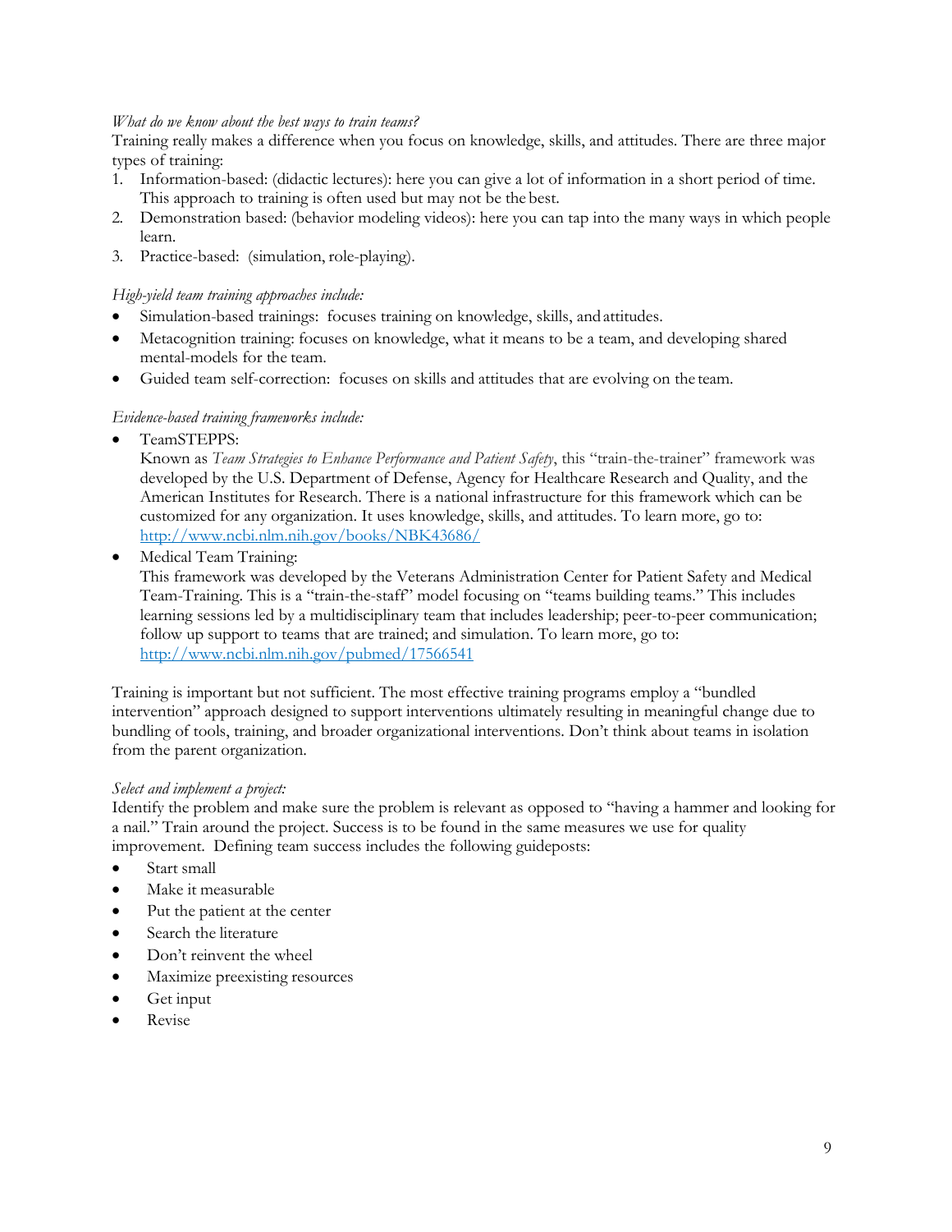*What do we know about the best ways to train teams?*

Training really makes a difference when you focus on knowledge, skills, and attitudes. There are three major types of training:

1. Information-based: (didactic lectures): here you can give a lot of information in a short period of time. This approach to training is often used but may not be the best.
2. Demonstration based: (behavior modeling videos): here you can tap into the many ways in which people learn.
3. Practice-based: (simulation, role-playing).

*High-yield team training approaches include:*

- Simulation-based trainings: focuses training on knowledge, skills, and attitudes.
- Metacognition training: focuses on knowledge, what it means to be a team, and developing shared mental-models for the team.
- Guided team self-correction: focuses on skills and attitudes that are evolving on the team.

*Evidence-based training frameworks include:*

- TeamSTEPPS:
  Known as *Team Strategies to Enhance Performance and Patient Safety*, this "train-the-trainer" framework was developed by the U.S. Department of Defense, Agency for Healthcare Research and Quality, and the American Institutes for Research. There is a national infrastructure for this framework which can be customized for any organization. It uses knowledge, skills, and attitudes. To learn more, go to: [http://www.ncbi.nlm.nih.gov/books/NBK43686/](http://www.ncbi.nlm.nih.gov/books/NBK43686/)
- Medical Team Training:
  This framework was developed by the Veterans Administration Center for Patient Safety and Medical Team-Training. This is a "train-the-staff" model focusing on "teams building teams." This includes learning sessions led by a multidisciplinary team that includes leadership; peer-to-peer communication; follow up support to teams that are trained; and simulation. To learn more, go to: [http://www.ncbi.nlm.nih.gov/pubmed/17566541](http://www.ncbi.nlm.nih.gov/pubmed/17566541)

Training is important but not sufficient. The most effective training programs employ a "bundled intervention" approach designed to support interventions ultimately resulting in meaningful change due to bundling of tools, training, and broader organizational interventions. Don't think about teams in isolation from the parent organization.

*Select and implement a project:*

Identify the problem and make sure the problem is relevant as opposed to "having a hammer and looking for a nail." Train around the project. Success is to be found in the same measures we use for quality improvement. Defining team success includes the following guideposts:

- Start small
- Make it measurable
- Put the patient at the center
- Search the literature
- Don't reinvent the wheel
- Maximize preexisting resources
- Get input
- Revise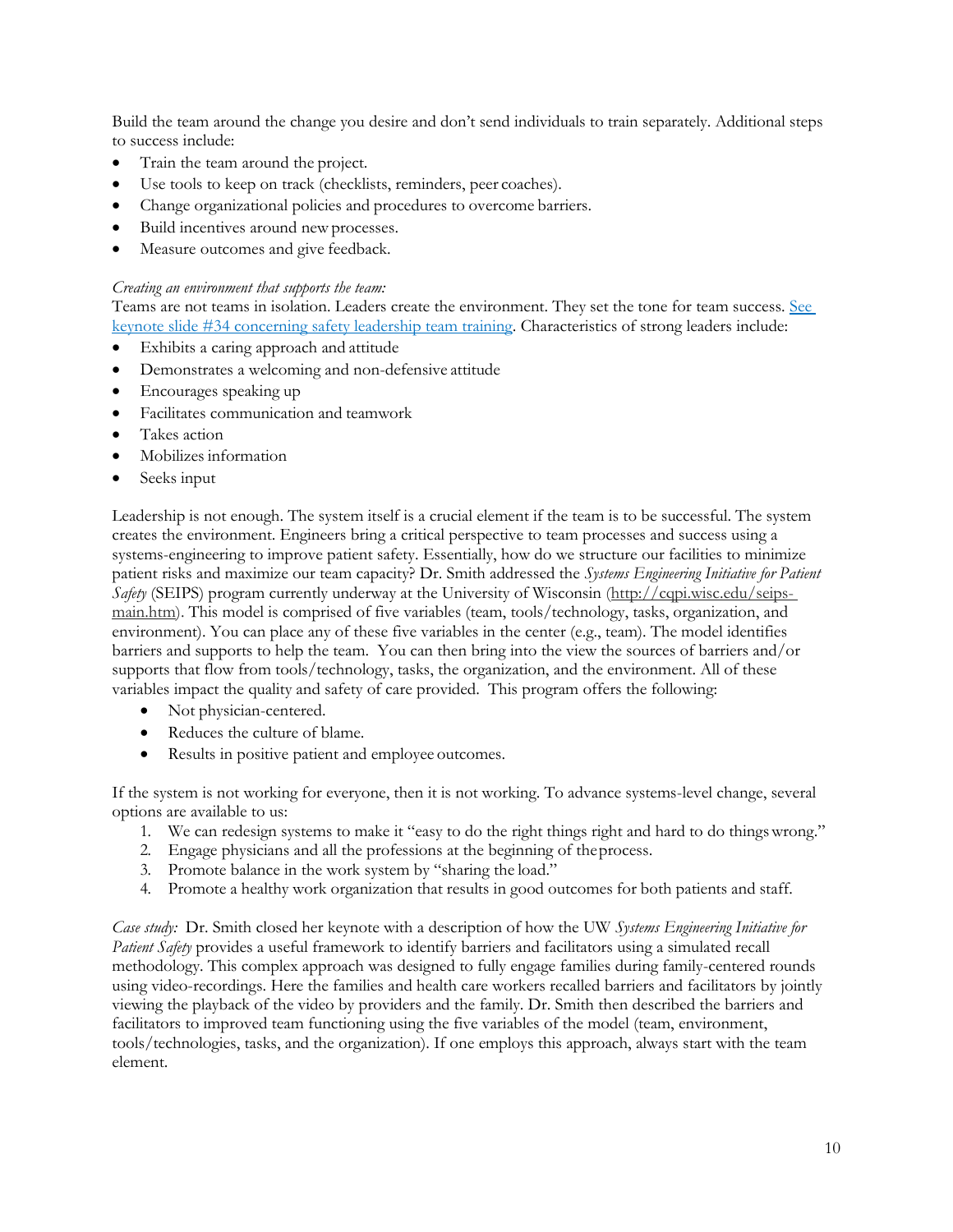Build the team around the change you desire and don't send individuals to train separately. Additional steps to success include:

- Train the team around the project.
- Use tools to keep on track (checklists, reminders, peer coaches).
- Change organizational policies and procedures to overcome barriers.
- Build incentives around new processes.
- Measure outcomes and give feedback.

*Creating an environment that supports the team:*

Teams are not teams in isolation. Leaders create the environment. They set the tone for team success. [See keynote slide #34 concerning safety leadership team training](). Characteristics of strong leaders include:

- Exhibits a caring approach and attitude
- Demonstrates a welcoming and non-defensive attitude
- Encourages speaking up
- Facilitates communication and teamwork
- Takes action
- Mobilizes information
- Seeks input

Leadership is not enough. The system itself is a crucial element if the team is to be successful. The system creates the environment. Engineers bring a critical perspective to team processes and success using a systems-engineering to improve patient safety. Essentially, how do we structure our facilities to minimize patient risks and maximize our team capacity? Dr. Smith addressed the *Systems Engineering Initiative for Patient Safety* (SEIPS) program currently underway at the University of Wisconsin (http://cqpi.wisc.edu/seips-main.htm). This model is comprised of five variables (team, tools/technology, tasks, organization, and environment). You can place any of these five variables in the center (e.g., team). The model identifies barriers and supports to help the team. You can then bring into the view the sources of barriers and/or supports that flow from tools/technology, tasks, the organization, and the environment. All of these variables impact the quality and safety of care provided. This program offers the following:

- Not physician-centered.
- Reduces the culture of blame.
- Results in positive patient and employee outcomes.

If the system is not working for everyone, then it is not working. To advance systems-level change, several options are available to us:

1. We can redesign systems to make it "easy to do the right things right and hard to do things wrong."
2. Engage physicians and all the professions at the beginning of the process.
3. Promote balance in the work system by "sharing the load."
4. Promote a healthy work organization that results in good outcomes for both patients and staff.

*Case study:* Dr. Smith closed her keynote with a description of how the UW *Systems Engineering Initiative for Patient Safety* provides a useful framework to identify barriers and facilitators using a simulated recall methodology. This complex approach was designed to fully engage families during family-centered rounds using video-recordings. Here the families and health care workers recalled barriers and facilitators by jointly viewing the playback of the video by providers and the family. Dr. Smith then described the barriers and facilitators to improved team functioning using the five variables of the model (team, environment, tools/technologies, tasks, and the organization). If one employs this approach, always start with the team element.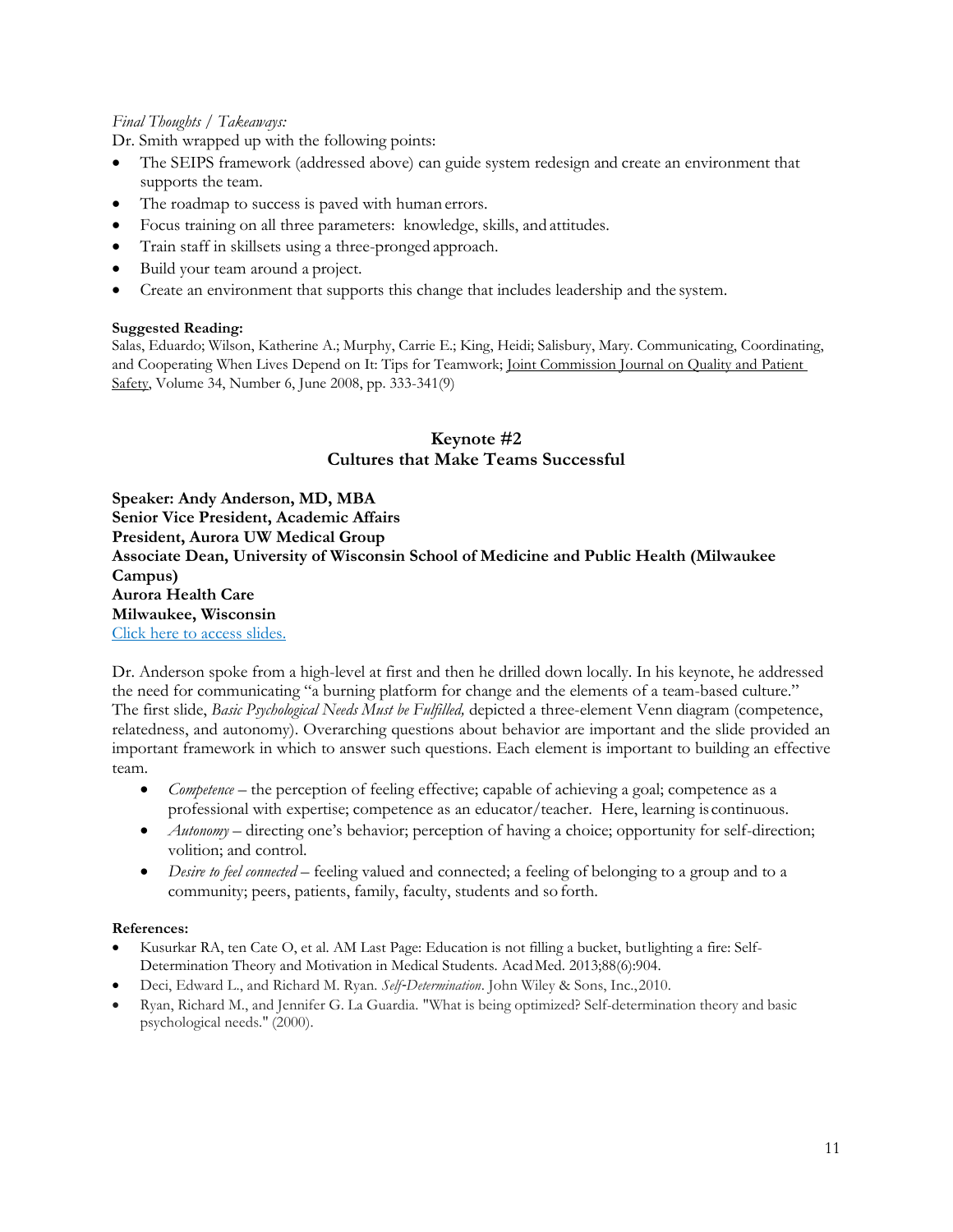*Final Thoughts / Takeaways:*

Dr. Smith wrapped up with the following points:

- The SEIPS framework (addressed above) can guide system redesign and create an environment that supports the team.
- The roadmap to success is paved with human errors.
- Focus training on all three parameters: knowledge, skills, and attitudes.
- Train staff in skillsets using a three-pronged approach.
- Build your team around a project.
- Create an environment that supports this change that includes leadership and the system.

**Suggested Reading:**

Salas, Eduardo; Wilson, Katherine A.; Murphy, Carrie E.; King, Heidi; Salisbury, Mary. Communicating, Coordinating, and Cooperating When Lives Depend on It: Tips for Teamwork; Joint Commission Journal on Quality and Patient Safety, Volume 34, Number 6, June 2008, pp. 333-341(9)

## Keynote #2
## Cultures that Make Teams Successful

**Speaker: Andy Anderson, MD, MBA**
**Senior Vice President, Academic Affairs**
**President, Aurora UW Medical Group**
**Associate Dean, University of Wisconsin School of Medicine and Public Health (Milwaukee Campus)**
**Aurora Health Care**
**Milwaukee, Wisconsin**

Click here to access slides.

Dr. Anderson spoke from a high-level at first and then he drilled down locally. In his keynote, he addressed the need for communicating "a burning platform for change and the elements of a team-based culture." The first slide, *Basic Psychological Needs Must be Fulfilled,* depicted a three-element Venn diagram (competence, relatedness, and autonomy). Overarching questions about behavior are important and the slide provided an important framework in which to answer such questions. Each element is important to building an effective team.

- *Competence* – the perception of feeling effective; capable of achieving a goal; competence as a professional with expertise; competence as an educator/teacher. Here, learning is continuous.
- *Autonomy* – directing one's behavior; perception of having a choice; opportunity for self-direction; volition; and control.
- *Desire to feel connected* – feeling valued and connected; a feeling of belonging to a group and to a community; peers, patients, family, faculty, students and so forth.

**References:**

- Kusurkar RA, ten Cate O, et al. AM Last Page: Education is not filling a bucket, but lighting a fire: Self-Determination Theory and Motivation in Medical Students. Acad Med. 2013;88(6):904.
- Deci, Edward L., and Richard M. Ryan. *Self-Determination*. John Wiley & Sons, Inc., 2010.
- Ryan, Richard M., and Jennifer G. La Guardia. "What is being optimized? Self-determination theory and basic psychological needs." (2000).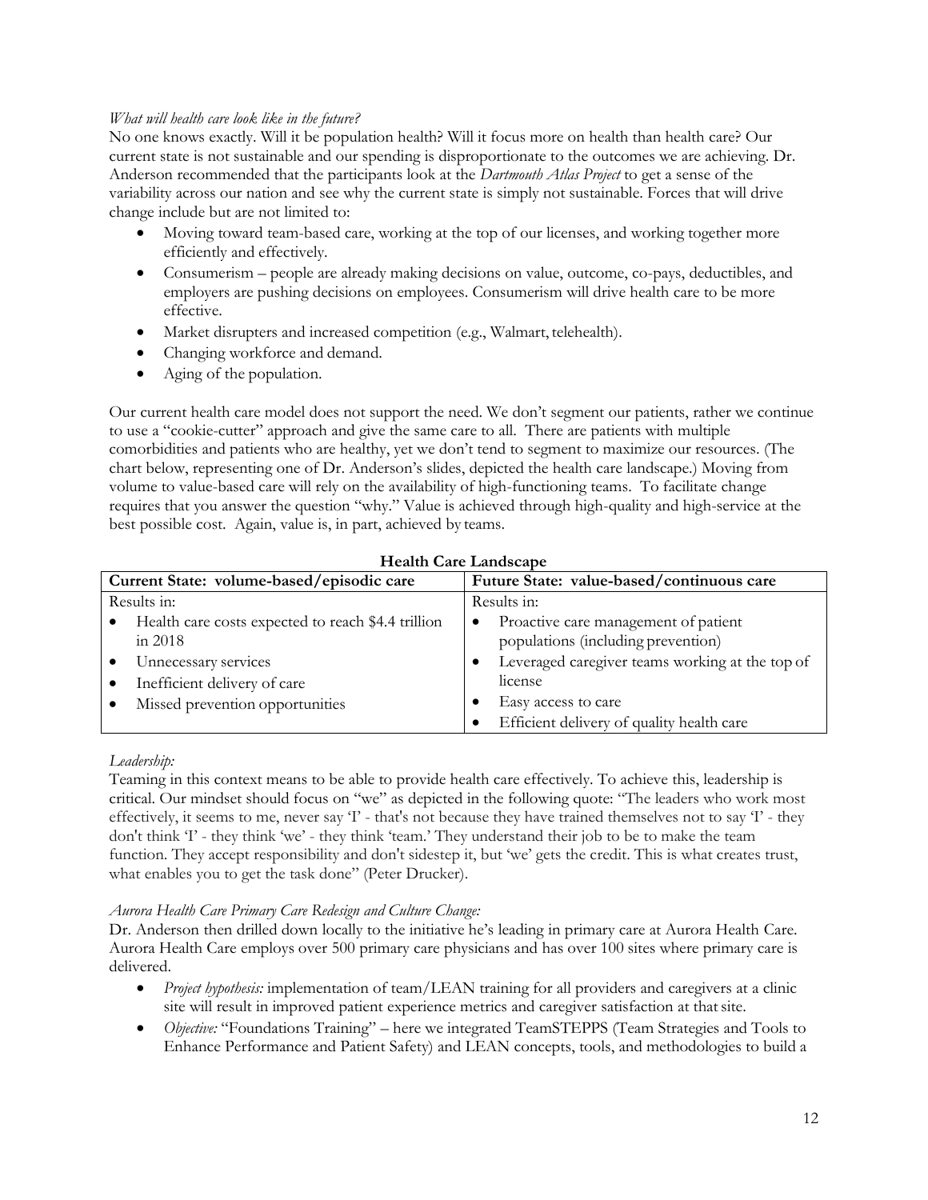*What will health care look like in the future?*

No one knows exactly. Will it be population health? Will it focus more on health than health care? Our current state is not sustainable and our spending is disproportionate to the outcomes we are achieving. Dr. Anderson recommended that the participants look at the *Dartmouth Atlas Project* to get a sense of the variability across our nation and see why the current state is simply not sustainable. Forces that will drive change include but are not limited to:

- Moving toward team-based care, working at the top of our licenses, and working together more efficiently and effectively.
- Consumerism – people are already making decisions on value, outcome, co-pays, deductibles, and employers are pushing decisions on employees. Consumerism will drive health care to be more effective.
- Market disrupters and increased competition (e.g., Walmart, telehealth).
- Changing workforce and demand.
- Aging of the population.

Our current health care model does not support the need. We don't segment our patients, rather we continue to use a "cookie-cutter" approach and give the same care to all. There are patients with multiple comorbidities and patients who are healthy, yet we don't tend to segment to maximize our resources. (The chart below, representing one of Dr. Anderson's slides, depicted the health care landscape.) Moving from volume to value-based care will rely on the availability of high-functioning teams. To facilitate change requires that you answer the question "why." Value is achieved through high-quality and high-service at the best possible cost. Again, value is, in part, achieved by teams.

**Health Care Landscape**

| Current State: volume-based/episodic care | Future State: value-based/continuous care |
|---|---|
| Results in:<br>• Health care costs expected to reach $4.4 trillion in 2018<br>• Unnecessary services<br>• Inefficient delivery of care<br>• Missed prevention opportunities | Results in:<br>• Proactive care management of patient populations (including prevention)<br>• Leveraged caregiver teams working at the top of license<br>• Easy access to care<br>• Efficient delivery of quality health care |

*Leadership:*

Teaming in this context means to be able to provide health care effectively. To achieve this, leadership is critical. Our mindset should focus on "we" as depicted in the following quote: "The leaders who work most effectively, it seems to me, never say 'I' - that's not because they have trained themselves not to say 'I' - they don't think 'I' - they think 'we' - they think 'team.' They understand their job to be to make the team function. They accept responsibility and don't sidestep it, but 'we' gets the credit. This is what creates trust, what enables you to get the task done" (Peter Drucker).

*Aurora Health Care Primary Care Redesign and Culture Change:*

Dr. Anderson then drilled down locally to the initiative he's leading in primary care at Aurora Health Care. Aurora Health Care employs over 500 primary care physicians and has over 100 sites where primary care is delivered.

- *Project hypothesis:* implementation of team/LEAN training for all providers and caregivers at a clinic site will result in improved patient experience metrics and caregiver satisfaction at that site.
- *Objective:* "Foundations Training" – here we integrated TeamSTEPPS (Team Strategies and Tools to Enhance Performance and Patient Safety) and LEAN concepts, tools, and methodologies to build a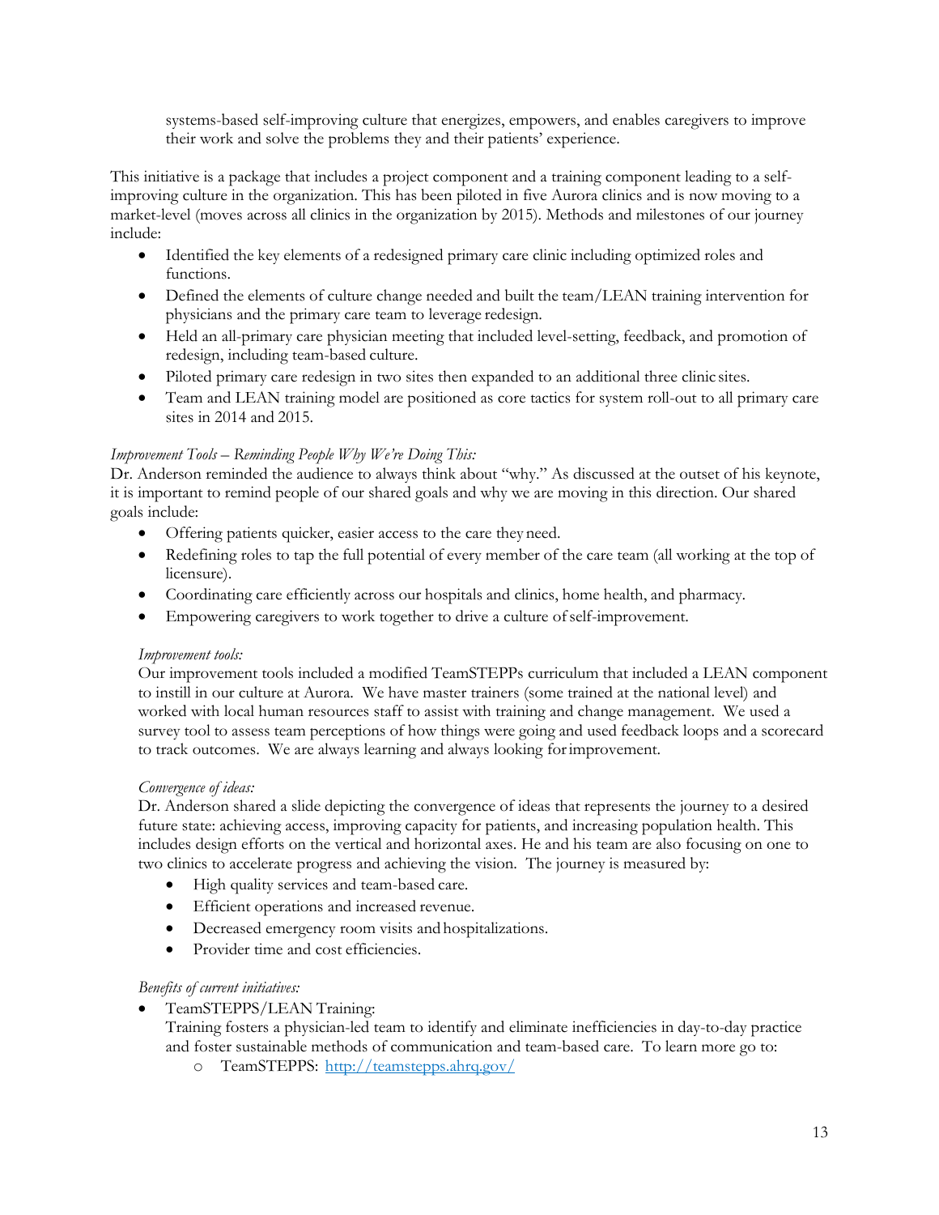systems-based self-improving culture that energizes, empowers, and enables caregivers to improve their work and solve the problems they and their patients' experience.

This initiative is a package that includes a project component and a training component leading to a self-improving culture in the organization. This has been piloted in five Aurora clinics and is now moving to a market-level (moves across all clinics in the organization by 2015). Methods and milestones of our journey include:

- Identified the key elements of a redesigned primary care clinic including optimized roles and functions.
- Defined the elements of culture change needed and built the team/LEAN training intervention for physicians and the primary care team to leverage redesign.
- Held an all-primary care physician meeting that included level-setting, feedback, and promotion of redesign, including team-based culture.
- Piloted primary care redesign in two sites then expanded to an additional three clinic sites.
- Team and LEAN training model are positioned as core tactics for system roll-out to all primary care sites in 2014 and 2015.

*Improvement Tools – Reminding People Why We're Doing This:*
Dr. Anderson reminded the audience to always think about "why." As discussed at the outset of his keynote, it is important to remind people of our shared goals and why we are moving in this direction. Our shared goals include:

- Offering patients quicker, easier access to the care they need.
- Redefining roles to tap the full potential of every member of the care team (all working at the top of licensure).
- Coordinating care efficiently across our hospitals and clinics, home health, and pharmacy.
- Empowering caregivers to work together to drive a culture of self-improvement.

*Improvement tools:*
Our improvement tools included a modified TeamSTEPPs curriculum that included a LEAN component to instill in our culture at Aurora. We have master trainers (some trained at the national level) and worked with local human resources staff to assist with training and change management. We used a survey tool to assess team perceptions of how things were going and used feedback loops and a scorecard to track outcomes. We are always learning and always looking for improvement.

*Convergence of ideas:*
Dr. Anderson shared a slide depicting the convergence of ideas that represents the journey to a desired future state: achieving access, improving capacity for patients, and increasing population health. This includes design efforts on the vertical and horizontal axes. He and his team are also focusing on one to two clinics to accelerate progress and achieving the vision. The journey is measured by:

- High quality services and team-based care.
- Efficient operations and increased revenue.
- Decreased emergency room visits and hospitalizations.
- Provider time and cost efficiencies.

*Benefits of current initiatives:*

- TeamSTEPPS/LEAN Training:
  Training fosters a physician-led team to identify and eliminate inefficiencies in day-to-day practice and foster sustainable methods of communication and team-based care. To learn more go to:
  - TeamSTEPPS: http://teamstepps.ahrq.gov/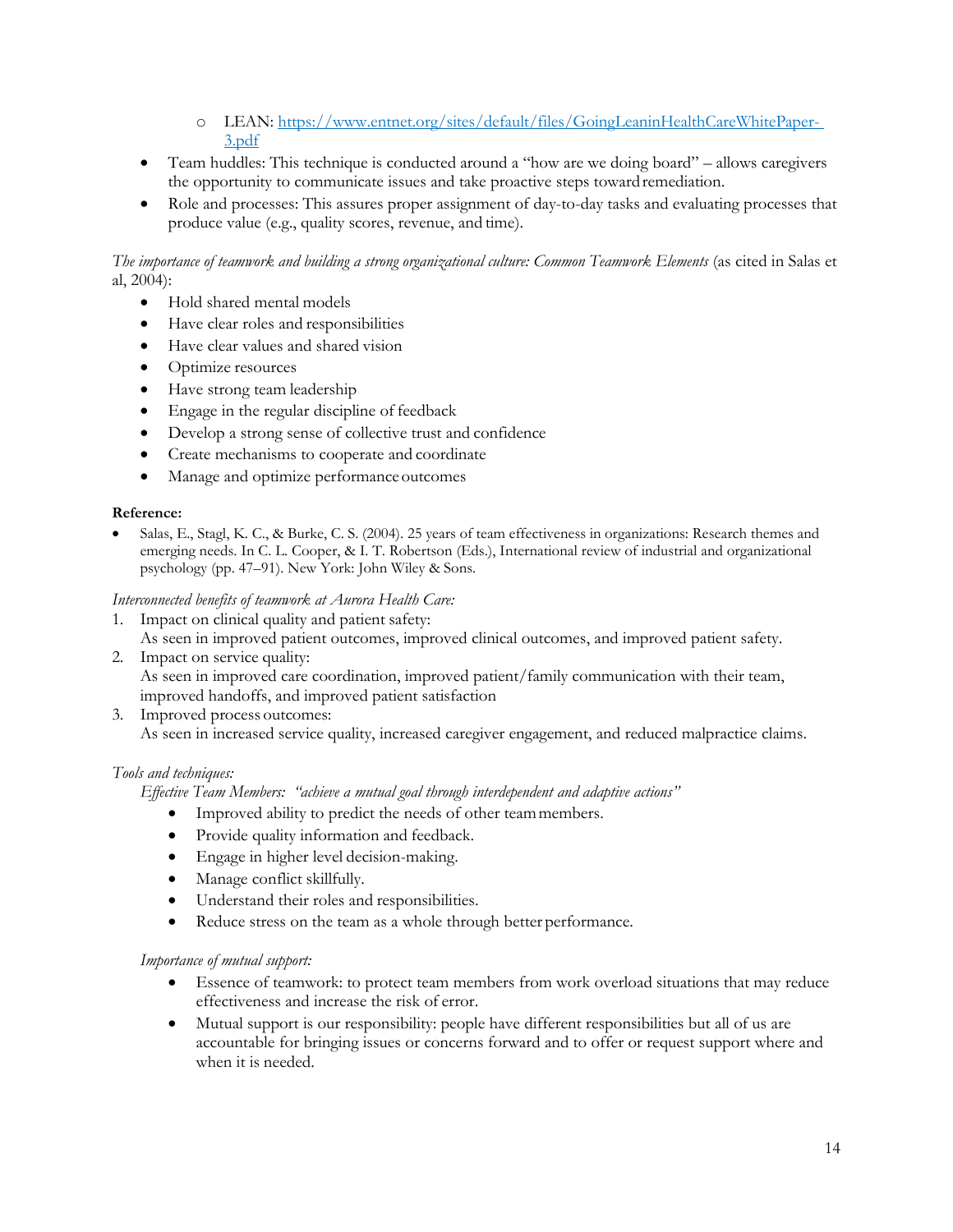- LEAN: [https://www.entnet.org/sites/default/files/GoingLeaninHealthCareWhitePaper-3.pdf](https://www.entnet.org/sites/default/files/GoingLeaninHealthCareWhitePaper-3.pdf)
- Team huddles: This technique is conducted around a "how are we doing board" – allows caregivers the opportunity to communicate issues and take proactive steps toward remediation.
- Role and processes: This assures proper assignment of day-to-day tasks and evaluating processes that produce value (e.g., quality scores, revenue, and time).

*The importance of teamwork and building a strong organizational culture: Common Teamwork Elements* (as cited in Salas et al, 2004):

- Hold shared mental models
- Have clear roles and responsibilities
- Have clear values and shared vision
- Optimize resources
- Have strong team leadership
- Engage in the regular discipline of feedback
- Develop a strong sense of collective trust and confidence
- Create mechanisms to cooperate and coordinate
- Manage and optimize performance outcomes

**Reference:**

- Salas, E., Stagl, K. C., & Burke, C. S. (2004). 25 years of team effectiveness in organizations: Research themes and emerging needs. In C. L. Cooper, & I. T. Robertson (Eds.), International review of industrial and organizational psychology (pp. 47–91). New York: John Wiley & Sons.

*Interconnected benefits of teamwork at Aurora Health Care:*

1. Impact on clinical quality and patient safety:
   As seen in improved patient outcomes, improved clinical outcomes, and improved patient safety.
2. Impact on service quality:
   As seen in improved care coordination, improved patient/family communication with their team, improved handoffs, and improved patient satisfaction
3. Improved process outcomes:
   As seen in increased service quality, increased caregiver engagement, and reduced malpractice claims.

*Tools and techniques:*

*Effective Team Members: "achieve a mutual goal through interdependent and adaptive actions"*

- Improved ability to predict the needs of other team members.
- Provide quality information and feedback.
- Engage in higher level decision-making.
- Manage conflict skillfully.
- Understand their roles and responsibilities.
- Reduce stress on the team as a whole through better performance.

*Importance of mutual support:*

- Essence of teamwork: to protect team members from work overload situations that may reduce effectiveness and increase the risk of error.
- Mutual support is our responsibility: people have different responsibilities but all of us are accountable for bringing issues or concerns forward and to offer or request support where and when it is needed.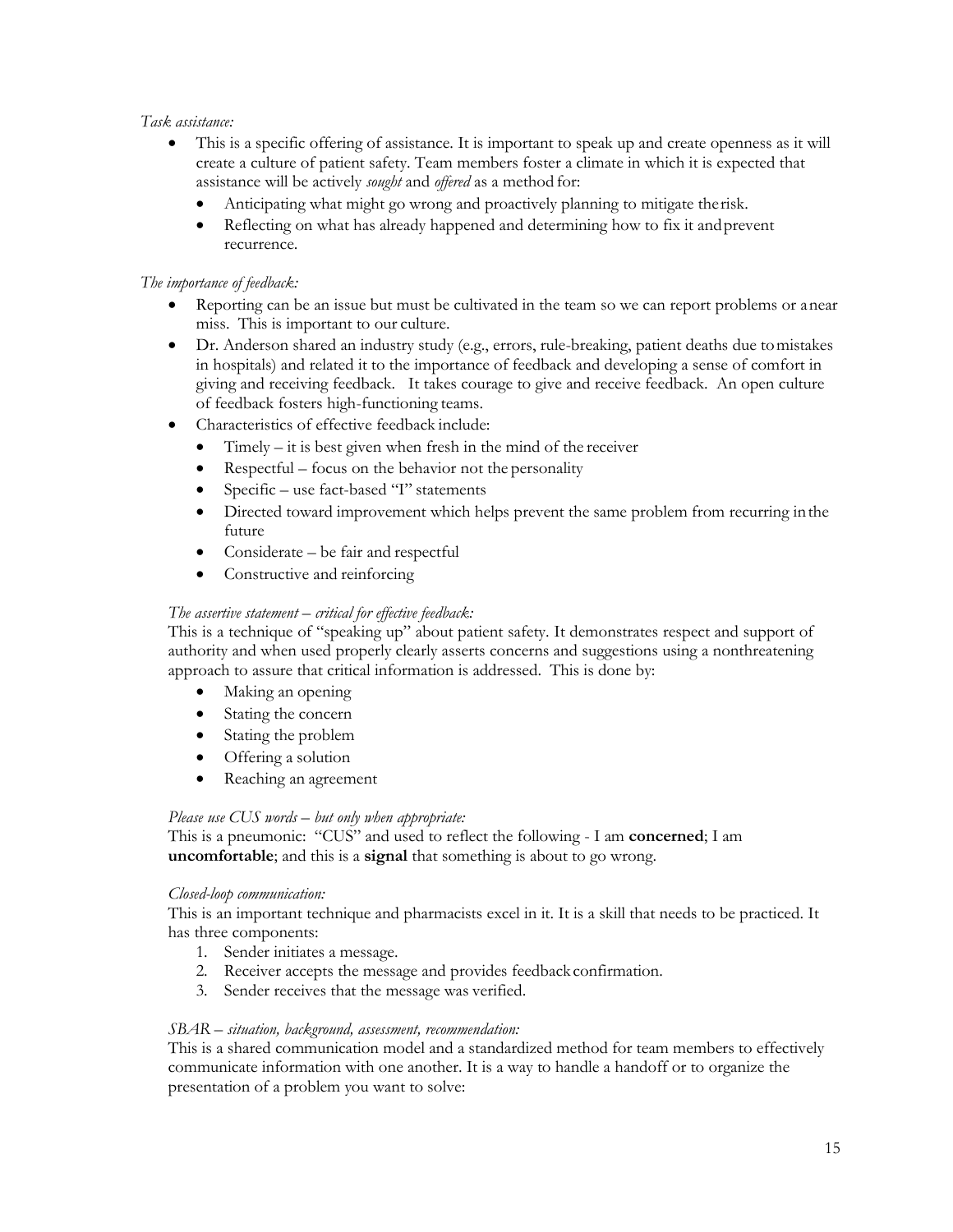*Task assistance:*

- This is a specific offering of assistance. It is important to speak up and create openness as it will create a culture of patient safety. Team members foster a climate in which it is expected that assistance will be actively *sought* and *offered* as a method for:
  - Anticipating what might go wrong and proactively planning to mitigate the risk.
  - Reflecting on what has already happened and determining how to fix it and prevent recurrence.

*The importance of feedback:*

- Reporting can be an issue but must be cultivated in the team so we can report problems or a near miss. This is important to our culture.
- Dr. Anderson shared an industry study (e.g., errors, rule-breaking, patient deaths due to mistakes in hospitals) and related it to the importance of feedback and developing a sense of comfort in giving and receiving feedback. It takes courage to give and receive feedback. An open culture of feedback fosters high-functioning teams.
- Characteristics of effective feedback include:
  - Timely – it is best given when fresh in the mind of the receiver
  - Respectful – focus on the behavior not the personality
  - Specific – use fact-based "I" statements
  - Directed toward improvement which helps prevent the same problem from recurring in the future
  - Considerate – be fair and respectful
  - Constructive and reinforcing

*The assertive statement – critical for effective feedback:*

This is a technique of "speaking up" about patient safety. It demonstrates respect and support of authority and when used properly clearly asserts concerns and suggestions using a nonthreatening approach to assure that critical information is addressed. This is done by:

- Making an opening
- Stating the concern
- Stating the problem
- Offering a solution
- Reaching an agreement

*Please use CUS words – but only when appropriate:*

This is a pneumonic: "CUS" and used to reflect the following - I am **concerned**; I am **uncomfortable**; and this is a **signal** that something is about to go wrong.

*Closed-loop communication:*

This is an important technique and pharmacists excel in it. It is a skill that needs to be practiced. It has three components:

1. Sender initiates a message.
2. Receiver accepts the message and provides feedback confirmation.
3. Sender receives that the message was verified.

*SBAR – situation, background, assessment, recommendation:*

This is a shared communication model and a standardized method for team members to effectively communicate information with one another. It is a way to handle a handoff or to organize the presentation of a problem you want to solve: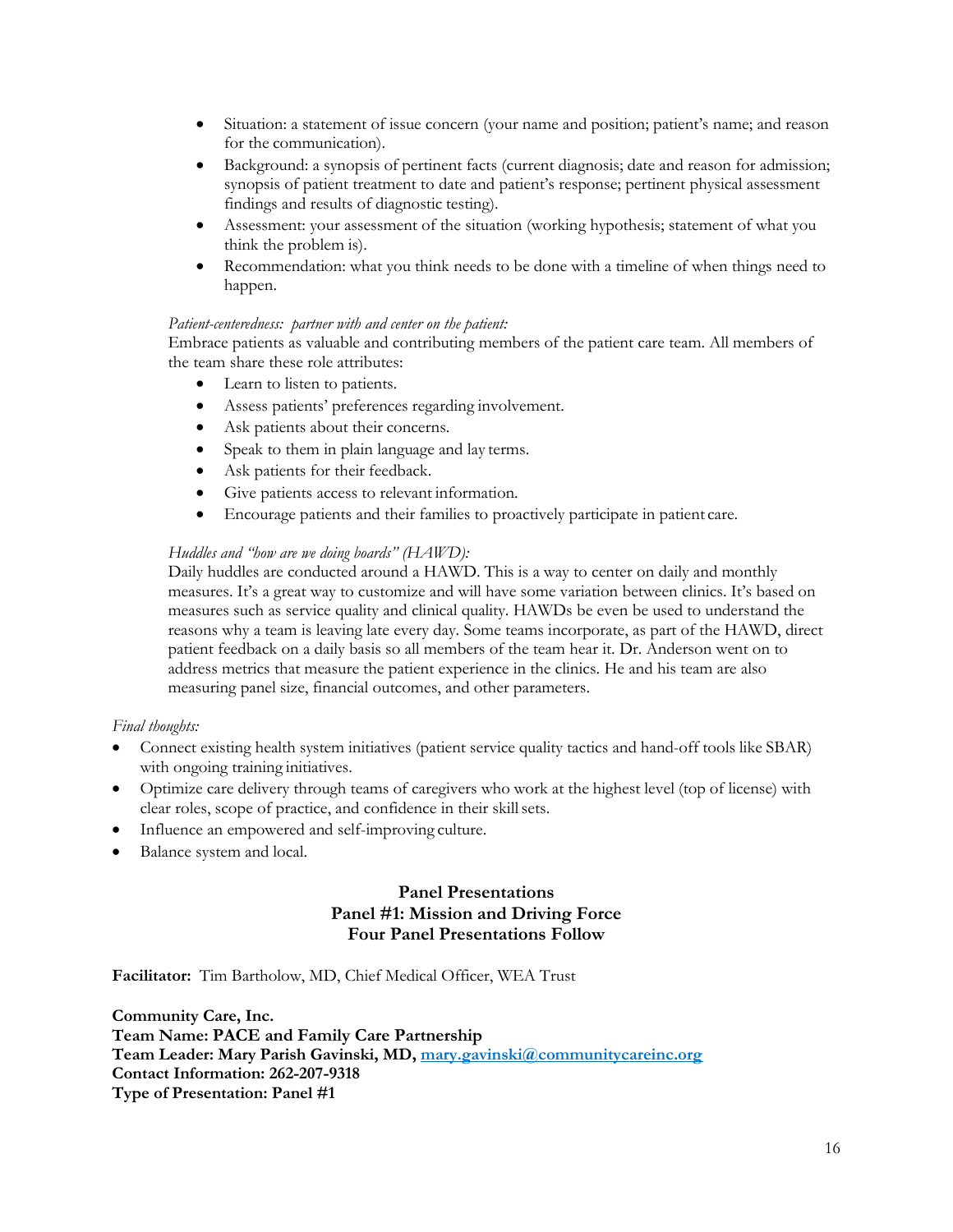- Situation: a statement of issue concern (your name and position; patient's name; and reason for the communication).
- Background: a synopsis of pertinent facts (current diagnosis; date and reason for admission; synopsis of patient treatment to date and patient's response; pertinent physical assessment findings and results of diagnostic testing).
- Assessment: your assessment of the situation (working hypothesis; statement of what you think the problem is).
- Recommendation: what you think needs to be done with a timeline of when things need to happen.

*Patient-centeredness: partner with and center on the patient:*
Embrace patients as valuable and contributing members of the patient care team. All members of the team share these role attributes:

- Learn to listen to patients.
- Assess patients' preferences regarding involvement.
- Ask patients about their concerns.
- Speak to them in plain language and lay terms.
- Ask patients for their feedback.
- Give patients access to relevant information.
- Encourage patients and their families to proactively participate in patient care.

*Huddles and "how are we doing boards" (HAWD):*
Daily huddles are conducted around a HAWD. This is a way to center on daily and monthly measures. It's a great way to customize and will have some variation between clinics. It's based on measures such as service quality and clinical quality. HAWDs be even be used to understand the reasons why a team is leaving late every day. Some teams incorporate, as part of the HAWD, direct patient feedback on a daily basis so all members of the team hear it. Dr. Anderson went on to address metrics that measure the patient experience in the clinics. He and his team are also measuring panel size, financial outcomes, and other parameters.

*Final thoughts:*

- Connect existing health system initiatives (patient service quality tactics and hand-off tools like SBAR) with ongoing training initiatives.
- Optimize care delivery through teams of caregivers who work at the highest level (top of license) with clear roles, scope of practice, and confidence in their skill sets.
- Influence an empowered and self-improving culture.
- Balance system and local.

## Panel Presentations
## Panel #1: Mission and Driving Force
## Four Panel Presentations Follow

**Facilitator:** Tim Bartholow, MD, Chief Medical Officer, WEA Trust

**Community Care, Inc.**
**Team Name: PACE and Family Care Partnership**
**Team Leader: Mary Parish Gavinski, MD, mary.gavinski@communitycareinc.org**
**Contact Information: 262-207-9318**
**Type of Presentation: Panel #1**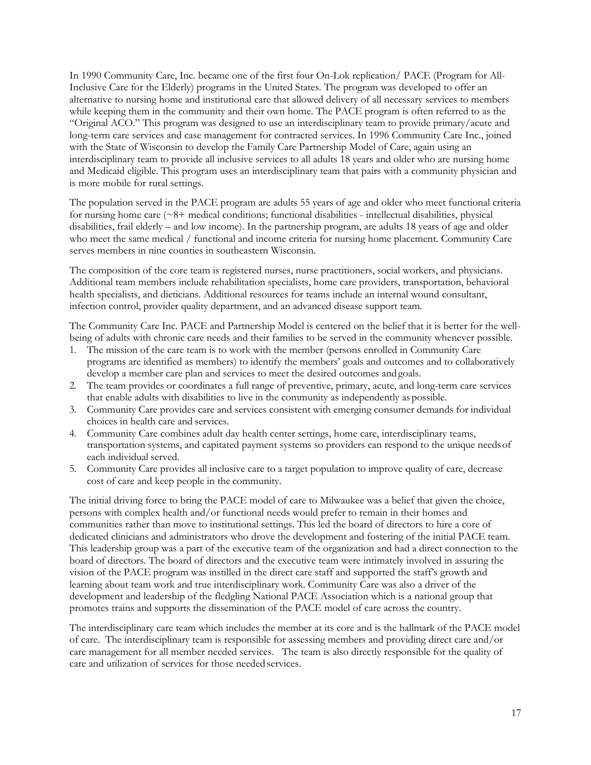In 1990 Community Care, Inc. became one of the first four On-Lok replication/ PACE (Program for All-Inclusive Care for the Elderly) programs in the United States. The program was developed to offer an alternative to nursing home and institutional care that allowed delivery of all necessary services to members while keeping them in the community and their own home. The PACE program is often referred to as the "Original ACO." This program was designed to use an interdisciplinary team to provide primary/acute and long-term care services and case management for contracted services. In 1996 Community Care Inc., joined with the State of Wisconsin to develop the Family Care Partnership Model of Care, again using an interdisciplinary team to provide all inclusive services to all adults 18 years and older who are nursing home and Medicaid eligible. This program uses an interdisciplinary team that pairs with a community physician and is more mobile for rural settings.

The population served in the PACE program are adults 55 years of age and older who meet functional criteria for nursing home care (~8+ medical conditions; functional disabilities - intellectual disabilities, physical disabilities, frail elderly – and low income). In the partnership program, are adults 18 years of age and older who meet the same medical / functional and income criteria for nursing home placement. Community Care serves members in nine counties in southeastern Wisconsin.

The composition of the core team is registered nurses, nurse practitioners, social workers, and physicians. Additional team members include rehabilitation specialists, home care providers, transportation, behavioral health specialists, and dieticians. Additional resources for teams include an internal wound consultant, infection control, provider quality department, and an advanced disease support team.

The Community Care Inc. PACE and Partnership Model is centered on the belief that it is better for the well-being of adults with chronic care needs and their families to be served in the community whenever possible.

1. The mission of the care team is to work with the member (persons enrolled in Community Care programs are identified as members) to identify the members' goals and outcomes and to collaboratively develop a member care plan and services to meet the desired outcomes and goals.
2. The team provides or coordinates a full range of preventive, primary, acute, and long-term care services that enable adults with disabilities to live in the community as independently as possible.
3. Community Care provides care and services consistent with emerging consumer demands for individual choices in health care and services.
4. Community Care combines adult day health center settings, home care, interdisciplinary teams, transportation systems, and capitated payment systems so providers can respond to the unique needs of each individual served.
5. Community Care provides all inclusive care to a target population to improve quality of care, decrease cost of care and keep people in the community.

The initial driving force to bring the PACE model of care to Milwaukee was a belief that given the choice, persons with complex health and/or functional needs would prefer to remain in their homes and communities rather than move to institutional settings. This led the board of directors to hire a core of dedicated clinicians and administrators who drove the development and fostering of the initial PACE team. This leadership group was a part of the executive team of the organization and had a direct connection to the board of directors. The board of directors and the executive team were intimately involved in assuring the vision of the PACE program was instilled in the direct care staff and supported the staff's growth and learning about team work and true interdisciplinary work. Community Care was also a driver of the development and leadership of the fledgling National PACE Association which is a national group that promotes trains and supports the dissemination of the PACE model of care across the country.

The interdisciplinary care team which includes the member at its core and is the hallmark of the PACE model of care. The interdisciplinary team is responsible for assessing members and providing direct care and/or care management for all member needed services. The team is also directly responsible for the quality of care and utilization of services for those needed services.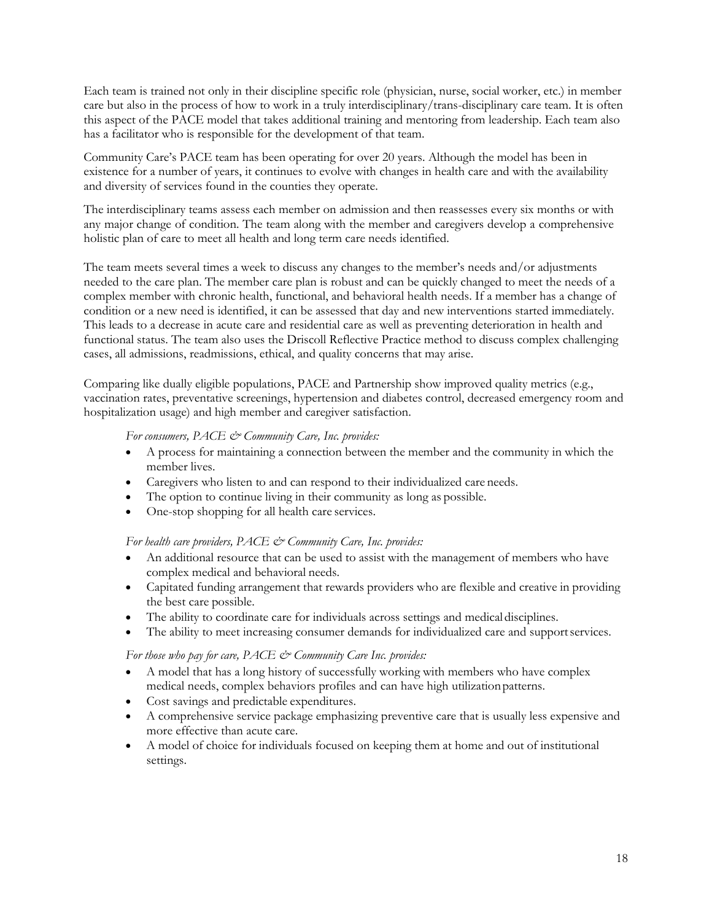Each team is trained not only in their discipline specific role (physician, nurse, social worker, etc.) in member care but also in the process of how to work in a truly interdisciplinary/trans-disciplinary care team. It is often this aspect of the PACE model that takes additional training and mentoring from leadership. Each team also has a facilitator who is responsible for the development of that team.

Community Care's PACE team has been operating for over 20 years. Although the model has been in existence for a number of years, it continues to evolve with changes in health care and with the availability and diversity of services found in the counties they operate.

The interdisciplinary teams assess each member on admission and then reassesses every six months or with any major change of condition. The team along with the member and caregivers develop a comprehensive holistic plan of care to meet all health and long term care needs identified.

The team meets several times a week to discuss any changes to the member's needs and/or adjustments needed to the care plan. The member care plan is robust and can be quickly changed to meet the needs of a complex member with chronic health, functional, and behavioral health needs. If a member has a change of condition or a new need is identified, it can be assessed that day and new interventions started immediately. This leads to a decrease in acute care and residential care as well as preventing deterioration in health and functional status. The team also uses the Driscoll Reflective Practice method to discuss complex challenging cases, all admissions, readmissions, ethical, and quality concerns that may arise.

Comparing like dually eligible populations, PACE and Partnership show improved quality metrics (e.g., vaccination rates, preventative screenings, hypertension and diabetes control, decreased emergency room and hospitalization usage) and high member and caregiver satisfaction.

*For consumers, PACE & Community Care, Inc. provides:*

- A process for maintaining a connection between the member and the community in which the member lives.
- Caregivers who listen to and can respond to their individualized care needs.
- The option to continue living in their community as long as possible.
- One-stop shopping for all health care services.

*For health care providers, PACE & Community Care, Inc. provides:*

- An additional resource that can be used to assist with the management of members who have complex medical and behavioral needs.
- Capitated funding arrangement that rewards providers who are flexible and creative in providing the best care possible.
- The ability to coordinate care for individuals across settings and medical disciplines.
- The ability to meet increasing consumer demands for individualized care and support services.

*For those who pay for care, PACE & Community Care Inc. provides:*

- A model that has a long history of successfully working with members who have complex medical needs, complex behaviors profiles and can have high utilization patterns.
- Cost savings and predictable expenditures.
- A comprehensive service package emphasizing preventive care that is usually less expensive and more effective than acute care.
- A model of choice for individuals focused on keeping them at home and out of institutional settings.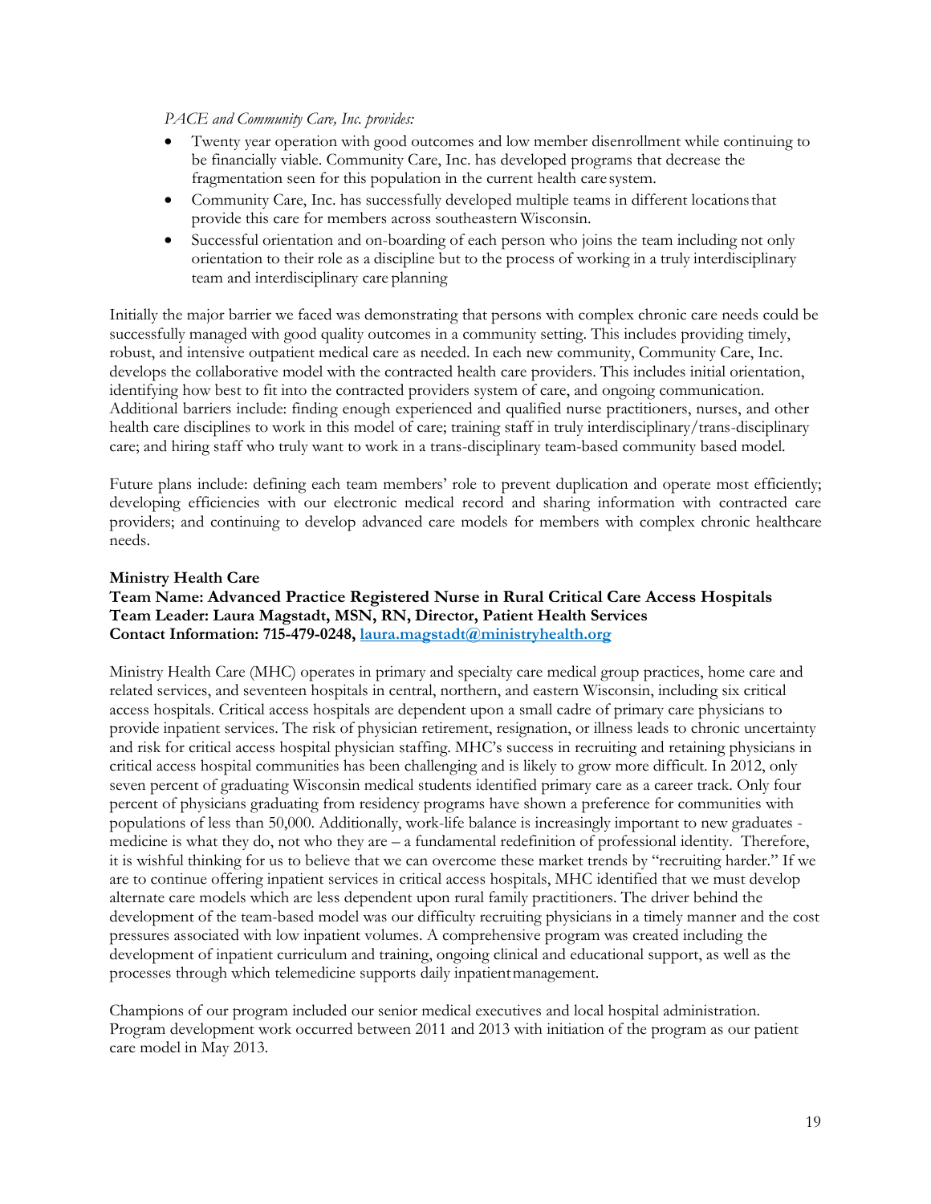*PACE and Community Care, Inc. provides:*

- Twenty year operation with good outcomes and low member disenrollment while continuing to be financially viable. Community Care, Inc. has developed programs that decrease the fragmentation seen for this population in the current health care system.
- Community Care, Inc. has successfully developed multiple teams in different locations that provide this care for members across southeastern Wisconsin.
- Successful orientation and on-boarding of each person who joins the team including not only orientation to their role as a discipline but to the process of working in a truly interdisciplinary team and interdisciplinary care planning

Initially the major barrier we faced was demonstrating that persons with complex chronic care needs could be successfully managed with good quality outcomes in a community setting. This includes providing timely, robust, and intensive outpatient medical care as needed. In each new community, Community Care, Inc. develops the collaborative model with the contracted health care providers. This includes initial orientation, identifying how best to fit into the contracted providers system of care, and ongoing communication. Additional barriers include: finding enough experienced and qualified nurse practitioners, nurses, and other health care disciplines to work in this model of care; training staff in truly interdisciplinary/trans-disciplinary care; and hiring staff who truly want to work in a trans-disciplinary team-based community based model.

Future plans include: defining each team members' role to prevent duplication and operate most efficiently; developing efficiencies with our electronic medical record and sharing information with contracted care providers; and continuing to develop advanced care models for members with complex chronic healthcare needs.

**Ministry Health Care**
**Team Name: Advanced Practice Registered Nurse in Rural Critical Care Access Hospitals**
**Team Leader: Laura Magstadt, MSN, RN, Director, Patient Health Services**
**Contact Information: 715-479-0248, laura.magstadt@ministryhealth.org**

Ministry Health Care (MHC) operates in primary and specialty care medical group practices, home care and related services, and seventeen hospitals in central, northern, and eastern Wisconsin, including six critical access hospitals. Critical access hospitals are dependent upon a small cadre of primary care physicians to provide inpatient services. The risk of physician retirement, resignation, or illness leads to chronic uncertainty and risk for critical access hospital physician staffing. MHC's success in recruiting and retaining physicians in critical access hospital communities has been challenging and is likely to grow more difficult. In 2012, only seven percent of graduating Wisconsin medical students identified primary care as a career track. Only four percent of physicians graduating from residency programs have shown a preference for communities with populations of less than 50,000. Additionally, work-life balance is increasingly important to new graduates - medicine is what they do, not who they are – a fundamental redefinition of professional identity. Therefore, it is wishful thinking for us to believe that we can overcome these market trends by "recruiting harder." If we are to continue offering inpatient services in critical access hospitals, MHC identified that we must develop alternate care models which are less dependent upon rural family practitioners. The driver behind the development of the team-based model was our difficulty recruiting physicians in a timely manner and the cost pressures associated with low inpatient volumes. A comprehensive program was created including the development of inpatient curriculum and training, ongoing clinical and educational support, as well as the processes through which telemedicine supports daily inpatient management.

Champions of our program included our senior medical executives and local hospital administration. Program development work occurred between 2011 and 2013 with initiation of the program as our patient care model in May 2013.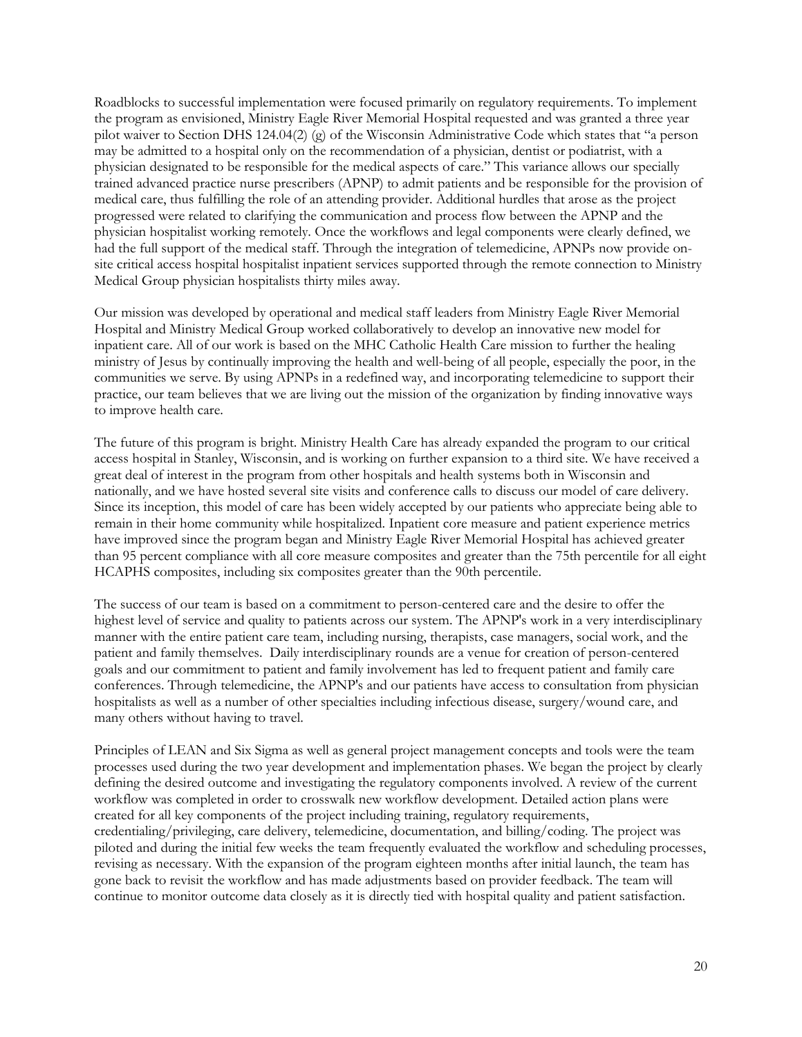Roadblocks to successful implementation were focused primarily on regulatory requirements. To implement the program as envisioned, Ministry Eagle River Memorial Hospital requested and was granted a three year pilot waiver to Section DHS 124.04(2) (g) of the Wisconsin Administrative Code which states that "a person may be admitted to a hospital only on the recommendation of a physician, dentist or podiatrist, with a physician designated to be responsible for the medical aspects of care." This variance allows our specially trained advanced practice nurse prescribers (APNP) to admit patients and be responsible for the provision of medical care, thus fulfilling the role of an attending provider. Additional hurdles that arose as the project progressed were related to clarifying the communication and process flow between the APNP and the physician hospitalist working remotely. Once the workflows and legal components were clearly defined, we had the full support of the medical staff. Through the integration of telemedicine, APNPs now provide on-site critical access hospital hospitalist inpatient services supported through the remote connection to Ministry Medical Group physician hospitalists thirty miles away.

Our mission was developed by operational and medical staff leaders from Ministry Eagle River Memorial Hospital and Ministry Medical Group worked collaboratively to develop an innovative new model for inpatient care. All of our work is based on the MHC Catholic Health Care mission to further the healing ministry of Jesus by continually improving the health and well-being of all people, especially the poor, in the communities we serve. By using APNPs in a redefined way, and incorporating telemedicine to support their practice, our team believes that we are living out the mission of the organization by finding innovative ways to improve health care.

The future of this program is bright. Ministry Health Care has already expanded the program to our critical access hospital in Stanley, Wisconsin, and is working on further expansion to a third site. We have received a great deal of interest in the program from other hospitals and health systems both in Wisconsin and nationally, and we have hosted several site visits and conference calls to discuss our model of care delivery. Since its inception, this model of care has been widely accepted by our patients who appreciate being able to remain in their home community while hospitalized. Inpatient core measure and patient experience metrics have improved since the program began and Ministry Eagle River Memorial Hospital has achieved greater than 95 percent compliance with all core measure composites and greater than the 75th percentile for all eight HCAPHS composites, including six composites greater than the 90th percentile.

The success of our team is based on a commitment to person-centered care and the desire to offer the highest level of service and quality to patients across our system. The APNP's work in a very interdisciplinary manner with the entire patient care team, including nursing, therapists, case managers, social work, and the patient and family themselves. Daily interdisciplinary rounds are a venue for creation of person-centered goals and our commitment to patient and family involvement has led to frequent patient and family care conferences. Through telemedicine, the APNP's and our patients have access to consultation from physician hospitalists as well as a number of other specialties including infectious disease, surgery/wound care, and many others without having to travel.

Principles of LEAN and Six Sigma as well as general project management concepts and tools were the team processes used during the two year development and implementation phases. We began the project by clearly defining the desired outcome and investigating the regulatory components involved. A review of the current workflow was completed in order to crosswalk new workflow development. Detailed action plans were created for all key components of the project including training, regulatory requirements, credentialing/privileging, care delivery, telemedicine, documentation, and billing/coding. The project was piloted and during the initial few weeks the team frequently evaluated the workflow and scheduling processes, revising as necessary. With the expansion of the program eighteen months after initial launch, the team has gone back to revisit the workflow and has made adjustments based on provider feedback. The team will continue to monitor outcome data closely as it is directly tied with hospital quality and patient satisfaction.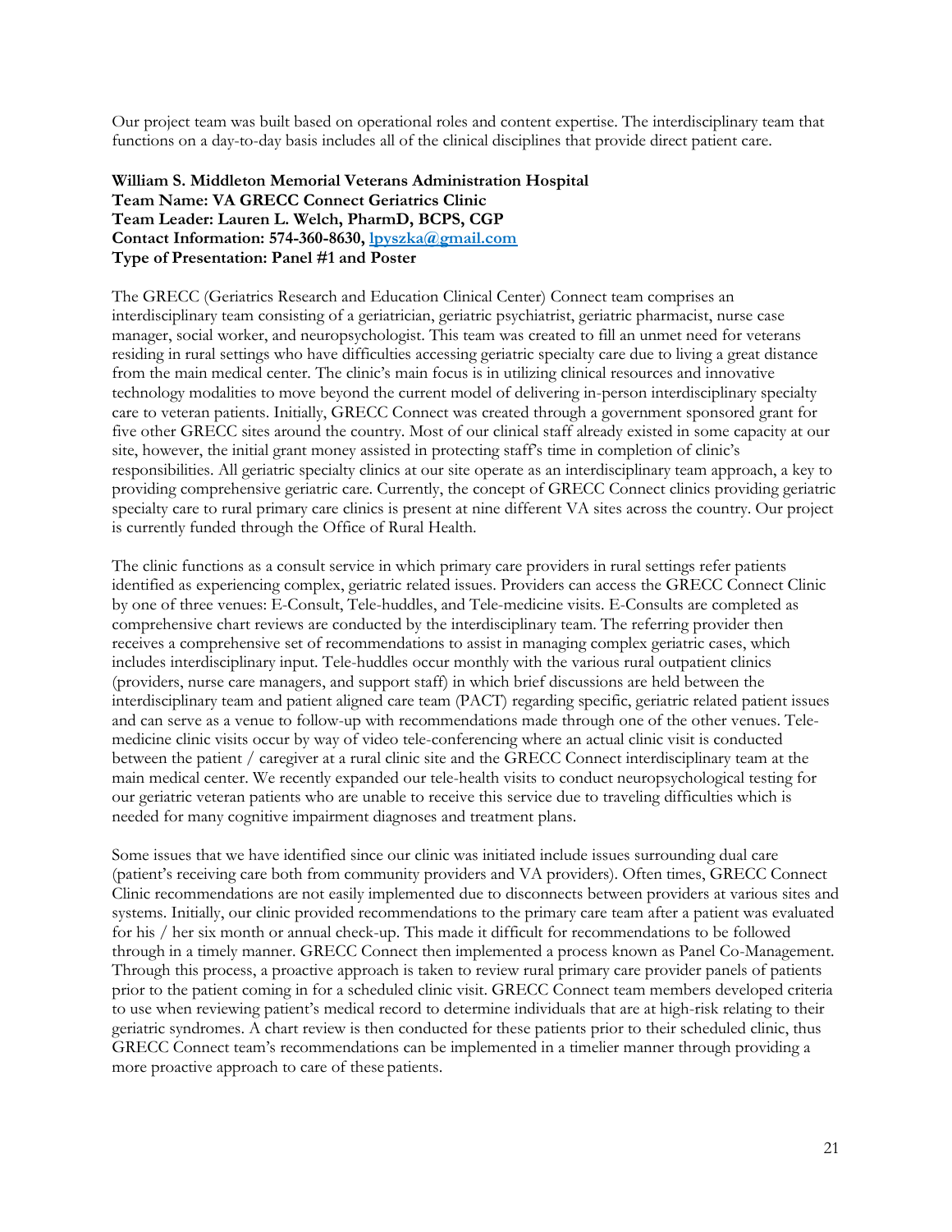Our project team was built based on operational roles and content expertise. The interdisciplinary team that functions on a day-to-day basis includes all of the clinical disciplines that provide direct patient care.

**William S. Middleton Memorial Veterans Administration Hospital**
**Team Name: VA GRECC Connect Geriatrics Clinic**
**Team Leader: Lauren L. Welch, PharmD, BCPS, CGP**
**Contact Information: 574-360-8630, [lpyszka@gmail.com](mailto:lpyszka@gmail.com)**
**Type of Presentation: Panel #1 and Poster**

The GRECC (Geriatrics Research and Education Clinical Center) Connect team comprises an interdisciplinary team consisting of a geriatrician, geriatric psychiatrist, geriatric pharmacist, nurse case manager, social worker, and neuropsychologist. This team was created to fill an unmet need for veterans residing in rural settings who have difficulties accessing geriatric specialty care due to living a great distance from the main medical center. The clinic's main focus is in utilizing clinical resources and innovative technology modalities to move beyond the current model of delivering in-person interdisciplinary specialty care to veteran patients. Initially, GRECC Connect was created through a government sponsored grant for five other GRECC sites around the country. Most of our clinical staff already existed in some capacity at our site, however, the initial grant money assisted in protecting staff's time in completion of clinic's responsibilities. All geriatric specialty clinics at our site operate as an interdisciplinary team approach, a key to providing comprehensive geriatric care. Currently, the concept of GRECC Connect clinics providing geriatric specialty care to rural primary care clinics is present at nine different VA sites across the country. Our project is currently funded through the Office of Rural Health.

The clinic functions as a consult service in which primary care providers in rural settings refer patients identified as experiencing complex, geriatric related issues. Providers can access the GRECC Connect Clinic by one of three venues: E-Consult, Tele-huddles, and Tele-medicine visits. E-Consults are completed as comprehensive chart reviews are conducted by the interdisciplinary team. The referring provider then receives a comprehensive set of recommendations to assist in managing complex geriatric cases, which includes interdisciplinary input. Tele-huddles occur monthly with the various rural outpatient clinics (providers, nurse care managers, and support staff) in which brief discussions are held between the interdisciplinary team and patient aligned care team (PACT) regarding specific, geriatric related patient issues and can serve as a venue to follow-up with recommendations made through one of the other venues. Tele-medicine clinic visits occur by way of video tele-conferencing where an actual clinic visit is conducted between the patient / caregiver at a rural clinic site and the GRECC Connect interdisciplinary team at the main medical center. We recently expanded our tele-health visits to conduct neuropsychological testing for our geriatric veteran patients who are unable to receive this service due to traveling difficulties which is needed for many cognitive impairment diagnoses and treatment plans.

Some issues that we have identified since our clinic was initiated include issues surrounding dual care (patient's receiving care both from community providers and VA providers). Often times, GRECC Connect Clinic recommendations are not easily implemented due to disconnects between providers at various sites and systems. Initially, our clinic provided recommendations to the primary care team after a patient was evaluated for his / her six month or annual check-up. This made it difficult for recommendations to be followed through in a timely manner. GRECC Connect then implemented a process known as Panel Co-Management. Through this process, a proactive approach is taken to review rural primary care provider panels of patients prior to the patient coming in for a scheduled clinic visit. GRECC Connect team members developed criteria to use when reviewing patient's medical record to determine individuals that are at high-risk relating to their geriatric syndromes. A chart review is then conducted for these patients prior to their scheduled clinic, thus GRECC Connect team's recommendations can be implemented in a timelier manner through providing a more proactive approach to care of these patients.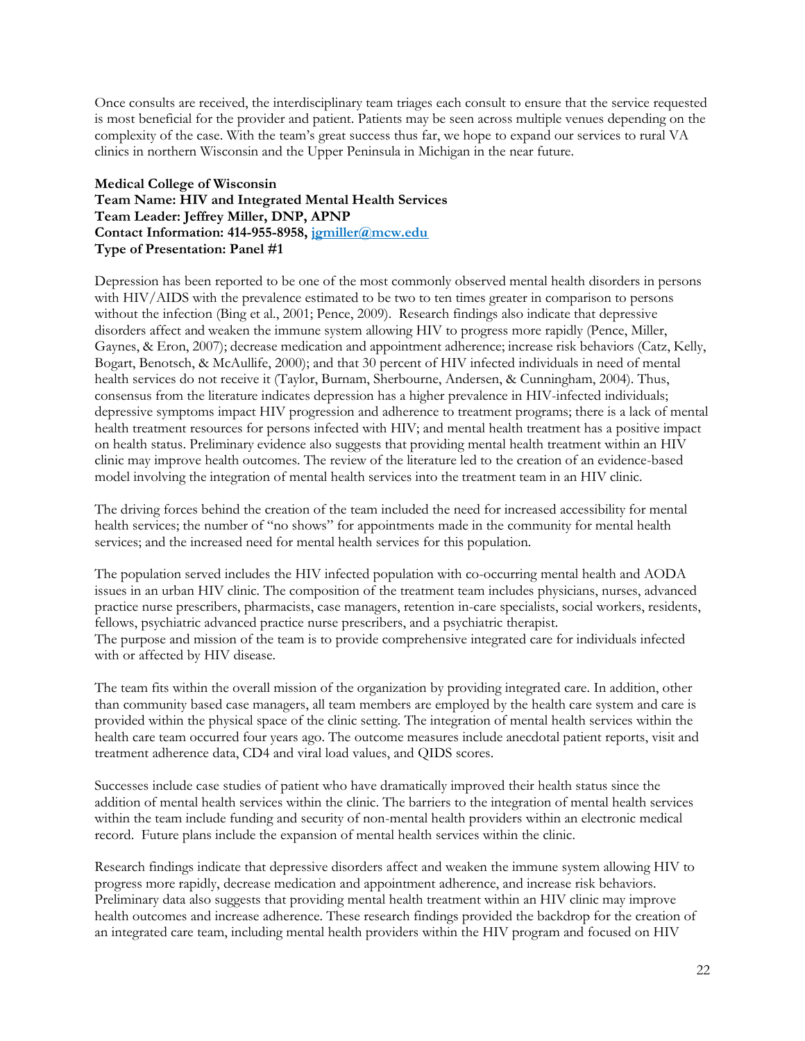Once consults are received, the interdisciplinary team triages each consult to ensure that the service requested is most beneficial for the provider and patient. Patients may be seen across multiple venues depending on the complexity of the case. With the team's great success thus far, we hope to expand our services to rural VA clinics in northern Wisconsin and the Upper Peninsula in Michigan in the near future.

**Medical College of Wisconsin**
**Team Name: HIV and Integrated Mental Health Services**
**Team Leader: Jeffrey Miller, DNP, APNP**
**Contact Information: 414-955-8958, jgmiller@mcw.edu**
**Type of Presentation: Panel #1**

Depression has been reported to be one of the most commonly observed mental health disorders in persons with HIV/AIDS with the prevalence estimated to be two to ten times greater in comparison to persons without the infection (Bing et al., 2001; Pence, 2009). Research findings also indicate that depressive disorders affect and weaken the immune system allowing HIV to progress more rapidly (Pence, Miller, Gaynes, & Eron, 2007); decrease medication and appointment adherence; increase risk behaviors (Catz, Kelly, Bogart, Benotsch, & McAullife, 2000); and that 30 percent of HIV infected individuals in need of mental health services do not receive it (Taylor, Burnam, Sherbourne, Andersen, & Cunningham, 2004). Thus, consensus from the literature indicates depression has a higher prevalence in HIV-infected individuals; depressive symptoms impact HIV progression and adherence to treatment programs; there is a lack of mental health treatment resources for persons infected with HIV; and mental health treatment has a positive impact on health status. Preliminary evidence also suggests that providing mental health treatment within an HIV clinic may improve health outcomes. The review of the literature led to the creation of an evidence-based model involving the integration of mental health services into the treatment team in an HIV clinic.

The driving forces behind the creation of the team included the need for increased accessibility for mental health services; the number of "no shows" for appointments made in the community for mental health services; and the increased need for mental health services for this population.

The population served includes the HIV infected population with co-occurring mental health and AODA issues in an urban HIV clinic. The composition of the treatment team includes physicians, nurses, advanced practice nurse prescribers, pharmacists, case managers, retention in-care specialists, social workers, residents, fellows, psychiatric advanced practice nurse prescribers, and a psychiatric therapist.
The purpose and mission of the team is to provide comprehensive integrated care for individuals infected with or affected by HIV disease.

The team fits within the overall mission of the organization by providing integrated care. In addition, other than community based case managers, all team members are employed by the health care system and care is provided within the physical space of the clinic setting. The integration of mental health services within the health care team occurred four years ago. The outcome measures include anecdotal patient reports, visit and treatment adherence data, CD4 and viral load values, and QIDS scores.

Successes include case studies of patient who have dramatically improved their health status since the addition of mental health services within the clinic. The barriers to the integration of mental health services within the team include funding and security of non-mental health providers within an electronic medical record. Future plans include the expansion of mental health services within the clinic.

Research findings indicate that depressive disorders affect and weaken the immune system allowing HIV to progress more rapidly, decrease medication and appointment adherence, and increase risk behaviors. Preliminary data also suggests that providing mental health treatment within an HIV clinic may improve health outcomes and increase adherence. These research findings provided the backdrop for the creation of an integrated care team, including mental health providers within the HIV program and focused on HIV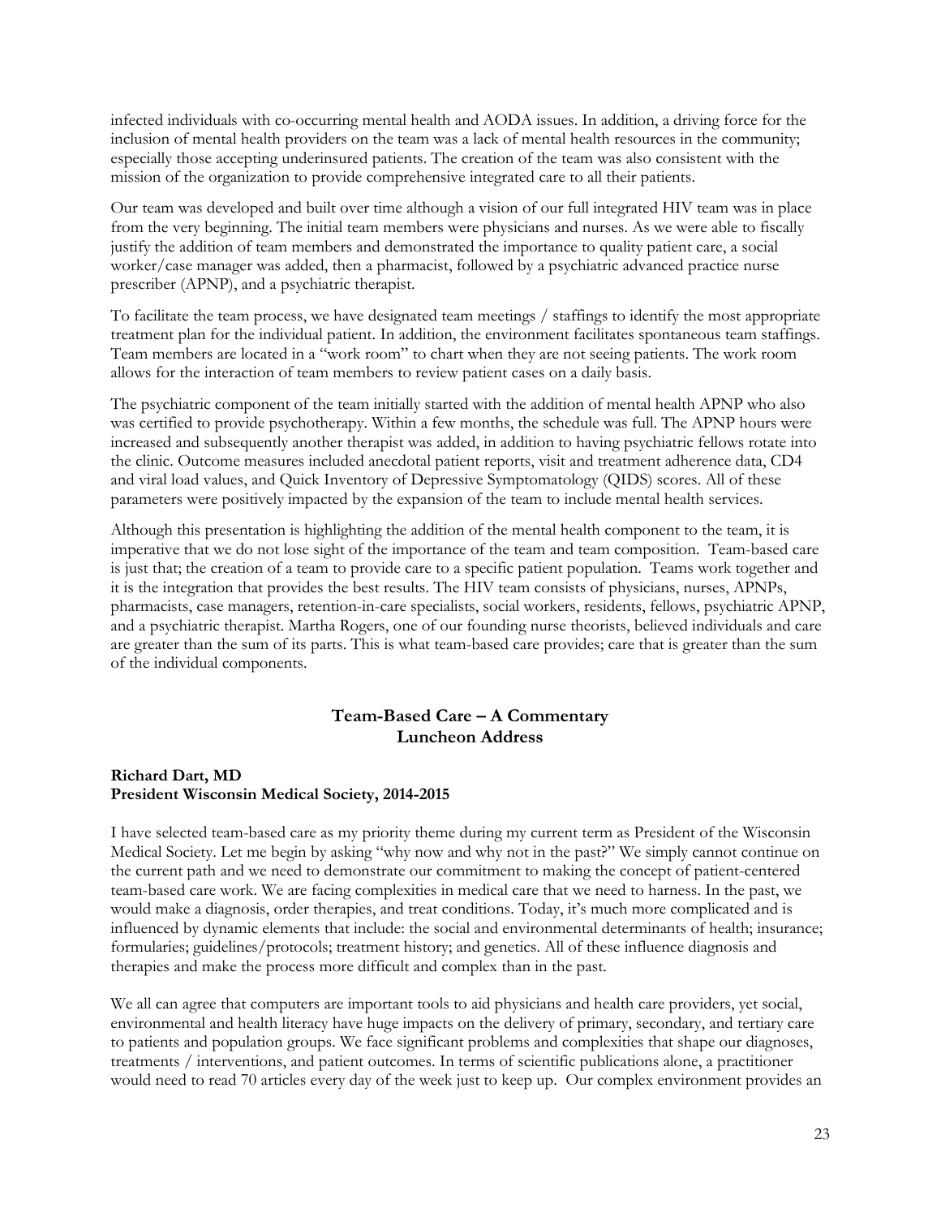infected individuals with co-occurring mental health and AODA issues. In addition, a driving force for the inclusion of mental health providers on the team was a lack of mental health resources in the community; especially those accepting underinsured patients. The creation of the team was also consistent with the mission of the organization to provide comprehensive integrated care to all their patients.

Our team was developed and built over time although a vision of our full integrated HIV team was in place from the very beginning. The initial team members were physicians and nurses. As we were able to fiscally justify the addition of team members and demonstrated the importance to quality patient care, a social worker/case manager was added, then a pharmacist, followed by a psychiatric advanced practice nurse prescriber (APNP), and a psychiatric therapist.

To facilitate the team process, we have designated team meetings / staffings to identify the most appropriate treatment plan for the individual patient. In addition, the environment facilitates spontaneous team staffings. Team members are located in a "work room" to chart when they are not seeing patients. The work room allows for the interaction of team members to review patient cases on a daily basis.

The psychiatric component of the team initially started with the addition of mental health APNP who also was certified to provide psychotherapy. Within a few months, the schedule was full. The APNP hours were increased and subsequently another therapist was added, in addition to having psychiatric fellows rotate into the clinic. Outcome measures included anecdotal patient reports, visit and treatment adherence data, CD4 and viral load values, and Quick Inventory of Depressive Symptomatology (QIDS) scores. All of these parameters were positively impacted by the expansion of the team to include mental health services.

Although this presentation is highlighting the addition of the mental health component to the team, it is imperative that we do not lose sight of the importance of the team and team composition. Team-based care is just that; the creation of a team to provide care to a specific patient population. Teams work together and it is the integration that provides the best results. The HIV team consists of physicians, nurses, APNPs, pharmacists, case managers, retention-in-care specialists, social workers, residents, fellows, psychiatric APNP, and a psychiatric therapist. Martha Rogers, one of our founding nurse theorists, believed individuals and care are greater than the sum of its parts. This is what team-based care provides; care that is greater than the sum of the individual components.

## Team-Based Care – A Commentary
## Luncheon Address

**Richard Dart, MD**
**President Wisconsin Medical Society, 2014-2015**

I have selected team-based care as my priority theme during my current term as President of the Wisconsin Medical Society. Let me begin by asking "why now and why not in the past?" We simply cannot continue on the current path and we need to demonstrate our commitment to making the concept of patient-centered team-based care work. We are facing complexities in medical care that we need to harness. In the past, we would make a diagnosis, order therapies, and treat conditions. Today, it's much more complicated and is influenced by dynamic elements that include: the social and environmental determinants of health; insurance; formularies; guidelines/protocols; treatment history; and genetics. All of these influence diagnosis and therapies and make the process more difficult and complex than in the past.

We all can agree that computers are important tools to aid physicians and health care providers, yet social, environmental and health literacy have huge impacts on the delivery of primary, secondary, and tertiary care to patients and population groups. We face significant problems and complexities that shape our diagnoses, treatments / interventions, and patient outcomes. In terms of scientific publications alone, a practitioner would need to read 70 articles every day of the week just to keep up. Our complex environment provides an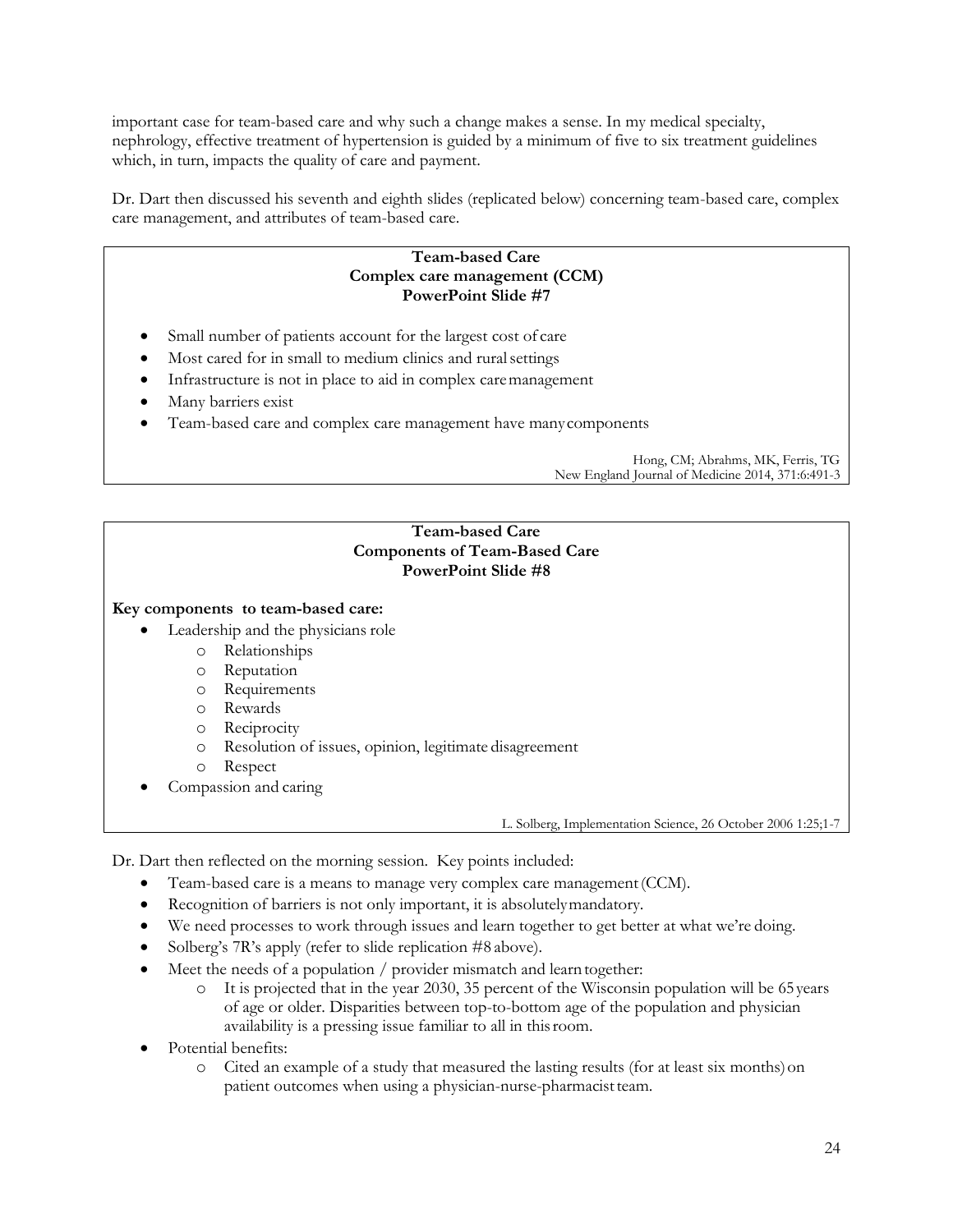important case for team-based care and why such a change makes a sense. In my medical specialty, nephrology, effective treatment of hypertension is guided by a minimum of five to six treatment guidelines which, in turn, impacts the quality of care and payment.

Dr. Dart then discussed his seventh and eighth slides (replicated below) concerning team-based care, complex care management, and attributes of team-based care.

> **Team-based Care**
> **Complex care management (CCM)**
> **PowerPoint Slide #7**
>
> - Small number of patients account for the largest cost of care
> - Most cared for in small to medium clinics and rural settings
> - Infrastructure is not in place to aid in complex care management
> - Many barriers exist
> - Team-based care and complex care management have many components
>
> Hong, CM; Abrahms, MK, Ferris, TG
> New England Journal of Medicine 2014, 371:6:491-3

> **Team-based Care**
> **Components of Team-Based Care**
> **PowerPoint Slide #8**
>
> **Key components to team-based care:**
>
> - Leadership and the physicians role
>     - Relationships
>     - Reputation
>     - Requirements
>     - Rewards
>     - Reciprocity
>     - Resolution of issues, opinion, legitimate disagreement
>     - Respect
> - Compassion and caring
>
> L. Solberg, Implementation Science, 26 October 2006 1:25;1-7

Dr. Dart then reflected on the morning session. Key points included:

- Team-based care is a means to manage very complex care management (CCM).
- Recognition of barriers is not only important, it is absolutely mandatory.
- We need processes to work through issues and learn together to get better at what we're doing.
- Solberg's 7R's apply (refer to slide replication #8 above).
- Meet the needs of a population / provider mismatch and learn together:
    - It is projected that in the year 2030, 35 percent of the Wisconsin population will be 65 years of age or older. Disparities between top-to-bottom age of the population and physician availability is a pressing issue familiar to all in this room.
- Potential benefits:
    - Cited an example of a study that measured the lasting results (for at least six months) on patient outcomes when using a physician-nurse-pharmacist team.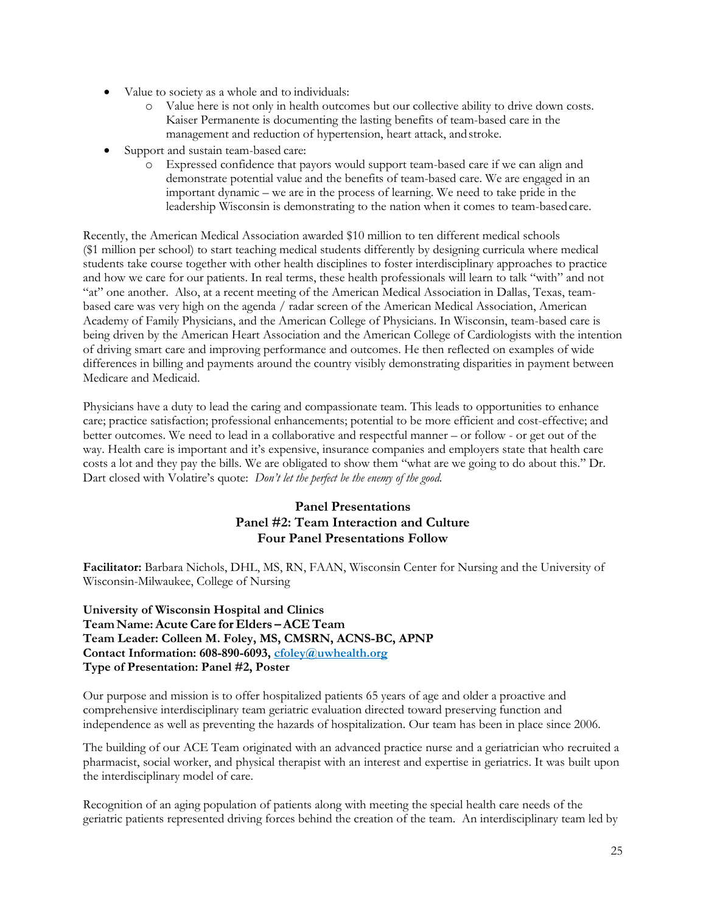- Value to society as a whole and to individuals:
  - Value here is not only in health outcomes but our collective ability to drive down costs. Kaiser Permanente is documenting the lasting benefits of team-based care in the management and reduction of hypertension, heart attack, and stroke.
- Support and sustain team-based care:
  - Expressed confidence that payors would support team-based care if we can align and demonstrate potential value and the benefits of team-based care. We are engaged in an important dynamic – we are in the process of learning. We need to take pride in the leadership Wisconsin is demonstrating to the nation when it comes to team-based care.

Recently, the American Medical Association awarded $10 million to ten different medical schools ($1 million per school) to start teaching medical students differently by designing curricula where medical students take course together with other health disciplines to foster interdisciplinary approaches to practice and how we care for our patients. In real terms, these health professionals will learn to talk "with" and not "at" one another. Also, at a recent meeting of the American Medical Association in Dallas, Texas, team-based care was very high on the agenda / radar screen of the American Medical Association, American Academy of Family Physicians, and the American College of Physicians. In Wisconsin, team-based care is being driven by the American Heart Association and the American College of Cardiologists with the intention of driving smart care and improving performance and outcomes. He then reflected on examples of wide differences in billing and payments around the country visibly demonstrating disparities in payment between Medicare and Medicaid.

Physicians have a duty to lead the caring and compassionate team. This leads to opportunities to enhance care; practice satisfaction; professional enhancements; potential to be more efficient and cost-effective; and better outcomes. We need to lead in a collaborative and respectful manner – or follow - or get out of the way. Health care is important and it's expensive, insurance companies and employers state that health care costs a lot and they pay the bills. We are obligated to show them "what are we going to do about this." Dr. Dart closed with Volatire's quote: *Don't let the perfect be the enemy of the good.*

## Panel Presentations
## Panel #2: Team Interaction and Culture
## Four Panel Presentations Follow

**Facilitator:** Barbara Nichols, DHL, MS, RN, FAAN, Wisconsin Center for Nursing and the University of Wisconsin-Milwaukee, College of Nursing

**University of Wisconsin Hospital and Clinics**
**Team Name: Acute Care for Elders – ACE Team**
**Team Leader: Colleen M. Foley, MS, CMSRN, ACNS-BC, APNP**
**Contact Information: 608-890-6093, cfoley@uwhealth.org**
**Type of Presentation: Panel #2, Poster**

Our purpose and mission is to offer hospitalized patients 65 years of age and older a proactive and comprehensive interdisciplinary team geriatric evaluation directed toward preserving function and independence as well as preventing the hazards of hospitalization. Our team has been in place since 2006.

The building of our ACE Team originated with an advanced practice nurse and a geriatrician who recruited a pharmacist, social worker, and physical therapist with an interest and expertise in geriatrics. It was built upon the interdisciplinary model of care.

Recognition of an aging population of patients along with meeting the special health care needs of the geriatric patients represented driving forces behind the creation of the team. An interdisciplinary team led by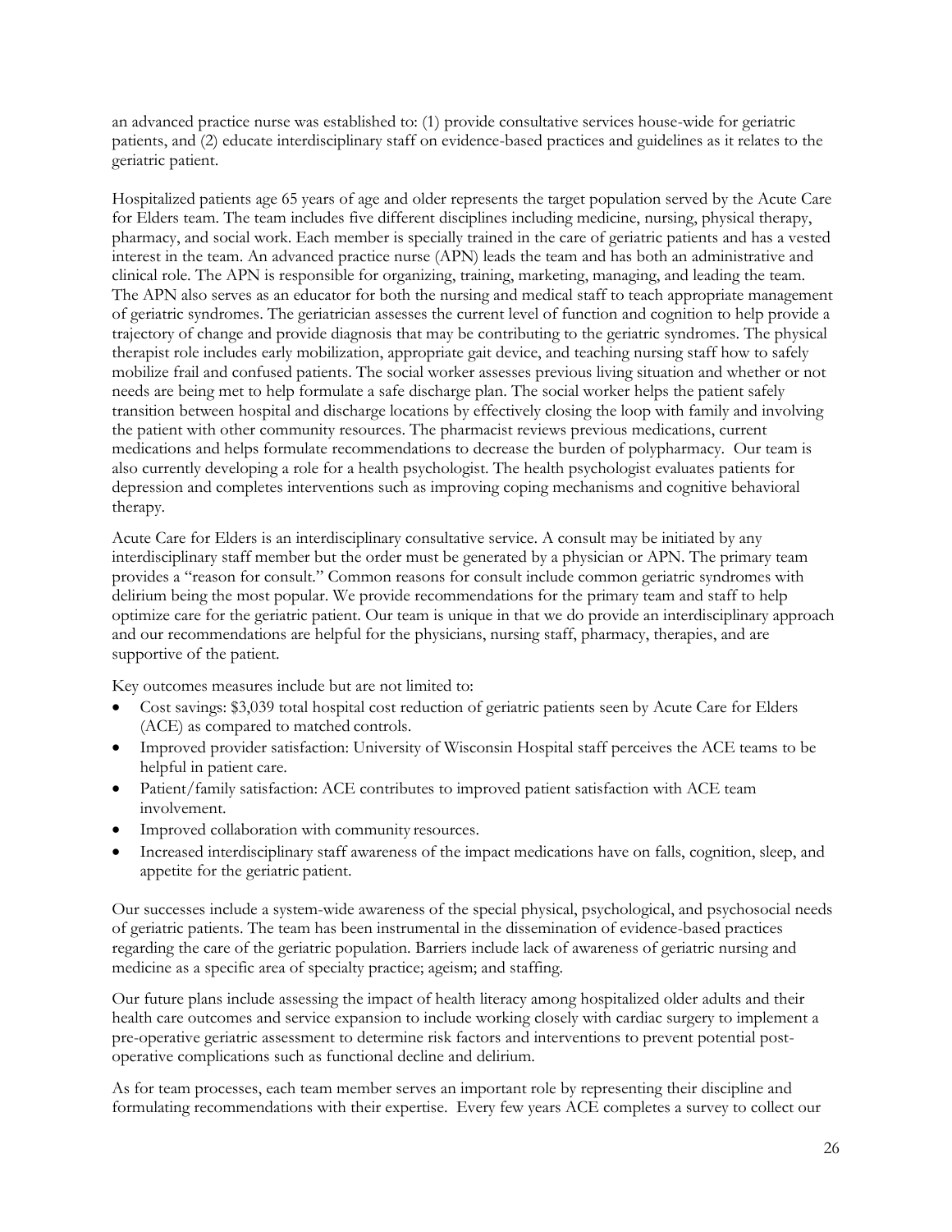an advanced practice nurse was established to: (1) provide consultative services house-wide for geriatric patients, and (2) educate interdisciplinary staff on evidence-based practices and guidelines as it relates to the geriatric patient.

Hospitalized patients age 65 years of age and older represents the target population served by the Acute Care for Elders team. The team includes five different disciplines including medicine, nursing, physical therapy, pharmacy, and social work. Each member is specially trained in the care of geriatric patients and has a vested interest in the team. An advanced practice nurse (APN) leads the team and has both an administrative and clinical role. The APN is responsible for organizing, training, marketing, managing, and leading the team. The APN also serves as an educator for both the nursing and medical staff to teach appropriate management of geriatric syndromes. The geriatrician assesses the current level of function and cognition to help provide a trajectory of change and provide diagnosis that may be contributing to the geriatric syndromes. The physical therapist role includes early mobilization, appropriate gait device, and teaching nursing staff how to safely mobilize frail and confused patients. The social worker assesses previous living situation and whether or not needs are being met to help formulate a safe discharge plan. The social worker helps the patient safely transition between hospital and discharge locations by effectively closing the loop with family and involving the patient with other community resources. The pharmacist reviews previous medications, current medications and helps formulate recommendations to decrease the burden of polypharmacy. Our team is also currently developing a role for a health psychologist. The health psychologist evaluates patients for depression and completes interventions such as improving coping mechanisms and cognitive behavioral therapy.

Acute Care for Elders is an interdisciplinary consultative service. A consult may be initiated by any interdisciplinary staff member but the order must be generated by a physician or APN. The primary team provides a "reason for consult." Common reasons for consult include common geriatric syndromes with delirium being the most popular. We provide recommendations for the primary team and staff to help optimize care for the geriatric patient. Our team is unique in that we do provide an interdisciplinary approach and our recommendations are helpful for the physicians, nursing staff, pharmacy, therapies, and are supportive of the patient.

Key outcomes measures include but are not limited to:

- Cost savings: $3,039 total hospital cost reduction of geriatric patients seen by Acute Care for Elders (ACE) as compared to matched controls.
- Improved provider satisfaction: University of Wisconsin Hospital staff perceives the ACE teams to be helpful in patient care.
- Patient/family satisfaction: ACE contributes to improved patient satisfaction with ACE team involvement.
- Improved collaboration with community resources.
- Increased interdisciplinary staff awareness of the impact medications have on falls, cognition, sleep, and appetite for the geriatric patient.

Our successes include a system-wide awareness of the special physical, psychological, and psychosocial needs of geriatric patients. The team has been instrumental in the dissemination of evidence-based practices regarding the care of the geriatric population. Barriers include lack of awareness of geriatric nursing and medicine as a specific area of specialty practice; ageism; and staffing.

Our future plans include assessing the impact of health literacy among hospitalized older adults and their health care outcomes and service expansion to include working closely with cardiac surgery to implement a pre-operative geriatric assessment to determine risk factors and interventions to prevent potential post-operative complications such as functional decline and delirium.

As for team processes, each team member serves an important role by representing their discipline and formulating recommendations with their expertise. Every few years ACE completes a survey to collect our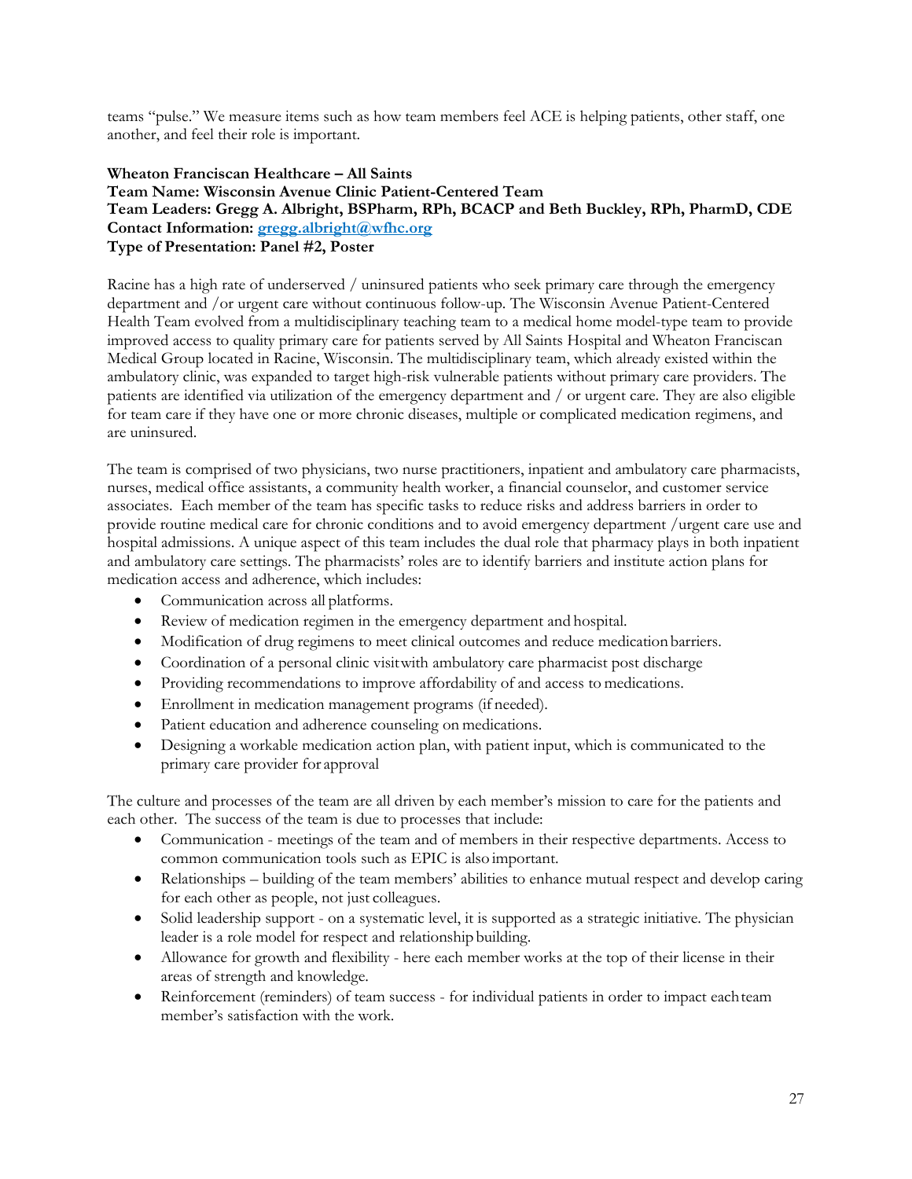teams "pulse." We measure items such as how team members feel ACE is helping patients, other staff, one another, and feel their role is important.

**Wheaton Franciscan Healthcare – All Saints**
**Team Name: Wisconsin Avenue Clinic Patient-Centered Team**
**Team Leaders: Gregg A. Albright, BSPharm, RPh, BCACP and Beth Buckley, RPh, PharmD, CDE**
**Contact Information: gregg.albright@wfhc.org**
**Type of Presentation: Panel #2, Poster**

Racine has a high rate of underserved / uninsured patients who seek primary care through the emergency department and /or urgent care without continuous follow-up. The Wisconsin Avenue Patient-Centered Health Team evolved from a multidisciplinary teaching team to a medical home model-type team to provide improved access to quality primary care for patients served by All Saints Hospital and Wheaton Franciscan Medical Group located in Racine, Wisconsin. The multidisciplinary team, which already existed within the ambulatory clinic, was expanded to target high-risk vulnerable patients without primary care providers. The patients are identified via utilization of the emergency department and / or urgent care. They are also eligible for team care if they have one or more chronic diseases, multiple or complicated medication regimens, and are uninsured.

The team is comprised of two physicians, two nurse practitioners, inpatient and ambulatory care pharmacists, nurses, medical office assistants, a community health worker, a financial counselor, and customer service associates. Each member of the team has specific tasks to reduce risks and address barriers in order to provide routine medical care for chronic conditions and to avoid emergency department /urgent care use and hospital admissions. A unique aspect of this team includes the dual role that pharmacy plays in both inpatient and ambulatory care settings. The pharmacists' roles are to identify barriers and institute action plans for medication access and adherence, which includes:

- Communication across all platforms.
- Review of medication regimen in the emergency department and hospital.
- Modification of drug regimens to meet clinical outcomes and reduce medication barriers.
- Coordination of a personal clinic visit with ambulatory care pharmacist post discharge
- Providing recommendations to improve affordability of and access to medications.
- Enrollment in medication management programs (if needed).
- Patient education and adherence counseling on medications.
- Designing a workable medication action plan, with patient input, which is communicated to the primary care provider for approval

The culture and processes of the team are all driven by each member's mission to care for the patients and each other. The success of the team is due to processes that include:

- Communication - meetings of the team and of members in their respective departments. Access to common communication tools such as EPIC is also important.
- Relationships – building of the team members' abilities to enhance mutual respect and develop caring for each other as people, not just colleagues.
- Solid leadership support - on a systematic level, it is supported as a strategic initiative. The physician leader is a role model for respect and relationship building.
- Allowance for growth and flexibility - here each member works at the top of their license in their areas of strength and knowledge.
- Reinforcement (reminders) of team success - for individual patients in order to impact each team member's satisfaction with the work.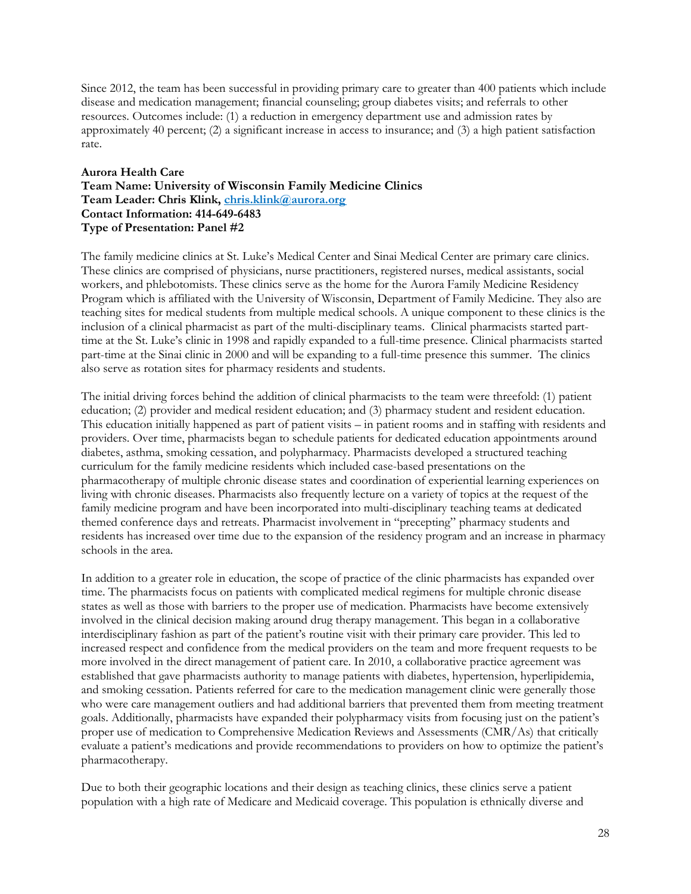Since 2012, the team has been successful in providing primary care to greater than 400 patients which include disease and medication management; financial counseling; group diabetes visits; and referrals to other resources. Outcomes include: (1) a reduction in emergency department use and admission rates by approximately 40 percent; (2) a significant increase in access to insurance; and (3) a high patient satisfaction rate.

**Aurora Health Care**
**Team Name: University of Wisconsin Family Medicine Clinics**
**Team Leader: Chris Klink, [chris.klink@aurora.org](mailto:chris.klink@aurora.org)**
**Contact Information: 414-649-6483**
**Type of Presentation: Panel #2**

The family medicine clinics at St. Luke's Medical Center and Sinai Medical Center are primary care clinics. These clinics are comprised of physicians, nurse practitioners, registered nurses, medical assistants, social workers, and phlebotomists. These clinics serve as the home for the Aurora Family Medicine Residency Program which is affiliated with the University of Wisconsin, Department of Family Medicine. They also are teaching sites for medical students from multiple medical schools. A unique component to these clinics is the inclusion of a clinical pharmacist as part of the multi-disciplinary teams. Clinical pharmacists started part-time at the St. Luke's clinic in 1998 and rapidly expanded to a full-time presence. Clinical pharmacists started part-time at the Sinai clinic in 2000 and will be expanding to a full-time presence this summer. The clinics also serve as rotation sites for pharmacy residents and students.

The initial driving forces behind the addition of clinical pharmacists to the team were threefold: (1) patient education; (2) provider and medical resident education; and (3) pharmacy student and resident education. This education initially happened as part of patient visits – in patient rooms and in staffing with residents and providers. Over time, pharmacists began to schedule patients for dedicated education appointments around diabetes, asthma, smoking cessation, and polypharmacy. Pharmacists developed a structured teaching curriculum for the family medicine residents which included case-based presentations on the pharmacotherapy of multiple chronic disease states and coordination of experiential learning experiences on living with chronic diseases. Pharmacists also frequently lecture on a variety of topics at the request of the family medicine program and have been incorporated into multi-disciplinary teaching teams at dedicated themed conference days and retreats. Pharmacist involvement in "precepting" pharmacy students and residents has increased over time due to the expansion of the residency program and an increase in pharmacy schools in the area.

In addition to a greater role in education, the scope of practice of the clinic pharmacists has expanded over time. The pharmacists focus on patients with complicated medical regimens for multiple chronic disease states as well as those with barriers to the proper use of medication. Pharmacists have become extensively involved in the clinical decision making around drug therapy management. This began in a collaborative interdisciplinary fashion as part of the patient's routine visit with their primary care provider. This led to increased respect and confidence from the medical providers on the team and more frequent requests to be more involved in the direct management of patient care. In 2010, a collaborative practice agreement was established that gave pharmacists authority to manage patients with diabetes, hypertension, hyperlipidemia, and smoking cessation. Patients referred for care to the medication management clinic were generally those who were care management outliers and had additional barriers that prevented them from meeting treatment goals. Additionally, pharmacists have expanded their polypharmacy visits from focusing just on the patient's proper use of medication to Comprehensive Medication Reviews and Assessments (CMR/As) that critically evaluate a patient's medications and provide recommendations to providers on how to optimize the patient's pharmacotherapy.

Due to both their geographic locations and their design as teaching clinics, these clinics serve a patient population with a high rate of Medicare and Medicaid coverage. This population is ethnically diverse and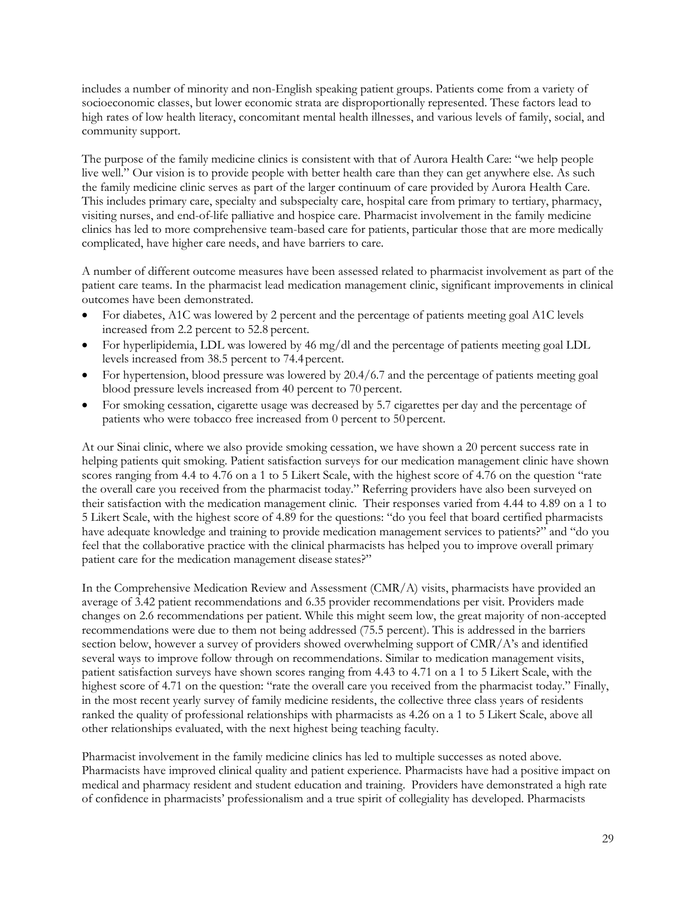includes a number of minority and non-English speaking patient groups. Patients come from a variety of socioeconomic classes, but lower economic strata are disproportionally represented. These factors lead to high rates of low health literacy, concomitant mental health illnesses, and various levels of family, social, and community support.

The purpose of the family medicine clinics is consistent with that of Aurora Health Care: "we help people live well." Our vision is to provide people with better health care than they can get anywhere else. As such the family medicine clinic serves as part of the larger continuum of care provided by Aurora Health Care. This includes primary care, specialty and subspecialty care, hospital care from primary to tertiary, pharmacy, visiting nurses, and end-of-life palliative and hospice care. Pharmacist involvement in the family medicine clinics has led to more comprehensive team-based care for patients, particular those that are more medically complicated, have higher care needs, and have barriers to care.

A number of different outcome measures have been assessed related to pharmacist involvement as part of the patient care teams. In the pharmacist lead medication management clinic, significant improvements in clinical outcomes have been demonstrated.

- For diabetes, A1C was lowered by 2 percent and the percentage of patients meeting goal A1C levels increased from 2.2 percent to 52.8 percent.
- For hyperlipidemia, LDL was lowered by 46 mg/dl and the percentage of patients meeting goal LDL levels increased from 38.5 percent to 74.4 percent.
- For hypertension, blood pressure was lowered by 20.4/6.7 and the percentage of patients meeting goal blood pressure levels increased from 40 percent to 70 percent.
- For smoking cessation, cigarette usage was decreased by 5.7 cigarettes per day and the percentage of patients who were tobacco free increased from 0 percent to 50 percent.

At our Sinai clinic, where we also provide smoking cessation, we have shown a 20 percent success rate in helping patients quit smoking. Patient satisfaction surveys for our medication management clinic have shown scores ranging from 4.4 to 4.76 on a 1 to 5 Likert Scale, with the highest score of 4.76 on the question "rate the overall care you received from the pharmacist today." Referring providers have also been surveyed on their satisfaction with the medication management clinic. Their responses varied from 4.44 to 4.89 on a 1 to 5 Likert Scale, with the highest score of 4.89 for the questions: "do you feel that board certified pharmacists have adequate knowledge and training to provide medication management services to patients?" and "do you feel that the collaborative practice with the clinical pharmacists has helped you to improve overall primary patient care for the medication management disease states?"

In the Comprehensive Medication Review and Assessment (CMR/A) visits, pharmacists have provided an average of 3.42 patient recommendations and 6.35 provider recommendations per visit. Providers made changes on 2.6 recommendations per patient. While this might seem low, the great majority of non-accepted recommendations were due to them not being addressed (75.5 percent). This is addressed in the barriers section below, however a survey of providers showed overwhelming support of CMR/A's and identified several ways to improve follow through on recommendations. Similar to medication management visits, patient satisfaction surveys have shown scores ranging from 4.43 to 4.71 on a 1 to 5 Likert Scale, with the highest score of 4.71 on the question: "rate the overall care you received from the pharmacist today." Finally, in the most recent yearly survey of family medicine residents, the collective three class years of residents ranked the quality of professional relationships with pharmacists as 4.26 on a 1 to 5 Likert Scale, above all other relationships evaluated, with the next highest being teaching faculty.

Pharmacist involvement in the family medicine clinics has led to multiple successes as noted above. Pharmacists have improved clinical quality and patient experience. Pharmacists have had a positive impact on medical and pharmacy resident and student education and training. Providers have demonstrated a high rate of confidence in pharmacists' professionalism and a true spirit of collegiality has developed. Pharmacists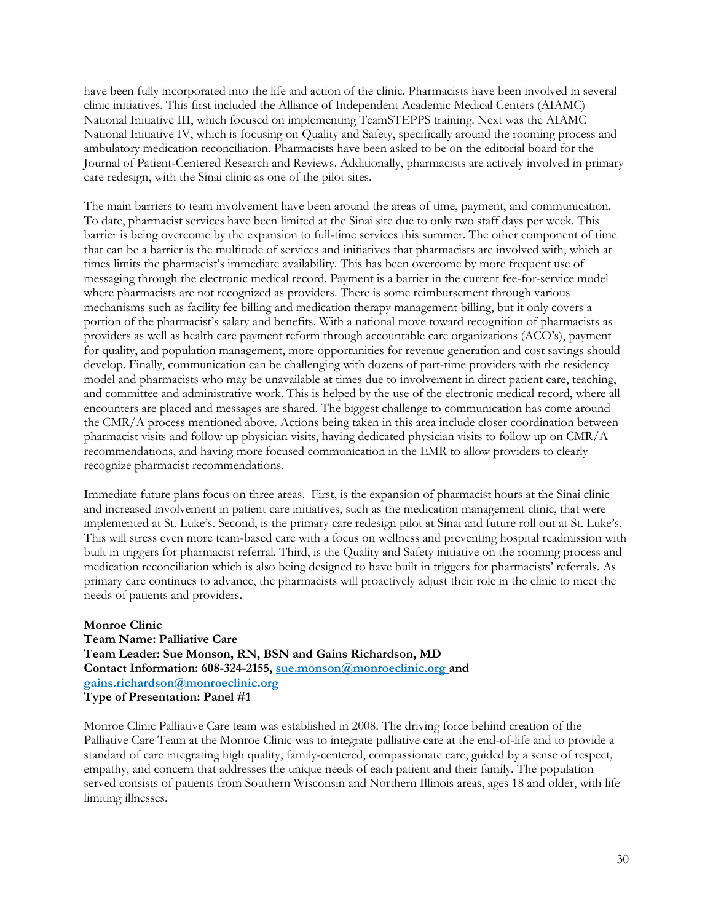have been fully incorporated into the life and action of the clinic. Pharmacists have been involved in several clinic initiatives. This first included the Alliance of Independent Academic Medical Centers (AIAMC) National Initiative III, which focused on implementing TeamSTEPPS training. Next was the AIAMC National Initiative IV, which is focusing on Quality and Safety, specifically around the rooming process and ambulatory medication reconciliation. Pharmacists have been asked to be on the editorial board for the Journal of Patient-Centered Research and Reviews. Additionally, pharmacists are actively involved in primary care redesign, with the Sinai clinic as one of the pilot sites.

The main barriers to team involvement have been around the areas of time, payment, and communication. To date, pharmacist services have been limited at the Sinai site due to only two staff days per week. This barrier is being overcome by the expansion to full-time services this summer. The other component of time that can be a barrier is the multitude of services and initiatives that pharmacists are involved with, which at times limits the pharmacist's immediate availability. This has been overcome by more frequent use of messaging through the electronic medical record. Payment is a barrier in the current fee-for-service model where pharmacists are not recognized as providers. There is some reimbursement through various mechanisms such as facility fee billing and medication therapy management billing, but it only covers a portion of the pharmacist's salary and benefits. With a national move toward recognition of pharmacists as providers as well as health care payment reform through accountable care organizations (ACO's), payment for quality, and population management, more opportunities for revenue generation and cost savings should develop. Finally, communication can be challenging with dozens of part-time providers with the residency model and pharmacists who may be unavailable at times due to involvement in direct patient care, teaching, and committee and administrative work. This is helped by the use of the electronic medical record, where all encounters are placed and messages are shared. The biggest challenge to communication has come around the CMR/A process mentioned above. Actions being taken in this area include closer coordination between pharmacist visits and follow up physician visits, having dedicated physician visits to follow up on CMR/A recommendations, and having more focused communication in the EMR to allow providers to clearly recognize pharmacist recommendations.

Immediate future plans focus on three areas. First, is the expansion of pharmacist hours at the Sinai clinic and increased involvement in patient care initiatives, such as the medication management clinic, that were implemented at St. Luke's. Second, is the primary care redesign pilot at Sinai and future roll out at St. Luke's. This will stress even more team-based care with a focus on wellness and preventing hospital readmission with built in triggers for pharmacist referral. Third, is the Quality and Safety initiative on the rooming process and medication reconciliation which is also being designed to have built in triggers for pharmacists' referrals. As primary care continues to advance, the pharmacists will proactively adjust their role in the clinic to meet the needs of patients and providers.

**Monroe Clinic**
**Team Name: Palliative Care**
**Team Leader: Sue Monson, RN, BSN and Gains Richardson, MD**
**Contact Information: 608-324-2155, sue.monson@monroeclinic.org and gains.richardson@monroeclinic.org**
**Type of Presentation: Panel #1**

Monroe Clinic Palliative Care team was established in 2008. The driving force behind creation of the Palliative Care Team at the Monroe Clinic was to integrate palliative care at the end-of-life and to provide a standard of care integrating high quality, family-centered, compassionate care, guided by a sense of respect, empathy, and concern that addresses the unique needs of each patient and their family. The population served consists of patients from Southern Wisconsin and Northern Illinois areas, ages 18 and older, with life limiting illnesses.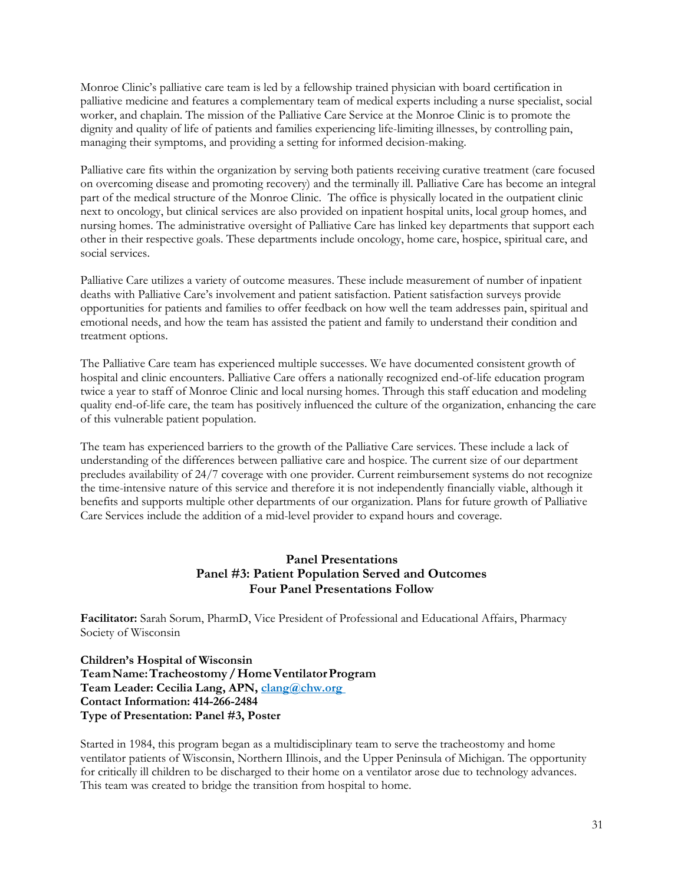Monroe Clinic's palliative care team is led by a fellowship trained physician with board certification in palliative medicine and features a complementary team of medical experts including a nurse specialist, social worker, and chaplain. The mission of the Palliative Care Service at the Monroe Clinic is to promote the dignity and quality of life of patients and families experiencing life-limiting illnesses, by controlling pain, managing their symptoms, and providing a setting for informed decision-making.

Palliative care fits within the organization by serving both patients receiving curative treatment (care focused on overcoming disease and promoting recovery) and the terminally ill. Palliative Care has become an integral part of the medical structure of the Monroe Clinic. The office is physically located in the outpatient clinic next to oncology, but clinical services are also provided on inpatient hospital units, local group homes, and nursing homes. The administrative oversight of Palliative Care has linked key departments that support each other in their respective goals. These departments include oncology, home care, hospice, spiritual care, and social services.

Palliative Care utilizes a variety of outcome measures. These include measurement of number of inpatient deaths with Palliative Care's involvement and patient satisfaction. Patient satisfaction surveys provide opportunities for patients and families to offer feedback on how well the team addresses pain, spiritual and emotional needs, and how the team has assisted the patient and family to understand their condition and treatment options.

The Palliative Care team has experienced multiple successes. We have documented consistent growth of hospital and clinic encounters. Palliative Care offers a nationally recognized end-of-life education program twice a year to staff of Monroe Clinic and local nursing homes. Through this staff education and modeling quality end-of-life care, the team has positively influenced the culture of the organization, enhancing the care of this vulnerable patient population.

The team has experienced barriers to the growth of the Palliative Care services. These include a lack of understanding of the differences between palliative care and hospice. The current size of our department precludes availability of 24/7 coverage with one provider. Current reimbursement systems do not recognize the time-intensive nature of this service and therefore it is not independently financially viable, although it benefits and supports multiple other departments of our organization. Plans for future growth of Palliative Care Services include the addition of a mid-level provider to expand hours and coverage.

## Panel Presentations
## Panel #3: Patient Population Served and Outcomes
## Four Panel Presentations Follow

**Facilitator:** Sarah Sorum, PharmD, Vice President of Professional and Educational Affairs, Pharmacy Society of Wisconsin

**Children's Hospital of Wisconsin**
**Team Name: Tracheostomy / Home Ventilator Program**
**Team Leader: Cecilia Lang, APN, clang@chw.org**
**Contact Information: 414-266-2484**
**Type of Presentation: Panel #3, Poster**

Started in 1984, this program began as a multidisciplinary team to serve the tracheostomy and home ventilator patients of Wisconsin, Northern Illinois, and the Upper Peninsula of Michigan. The opportunity for critically ill children to be discharged to their home on a ventilator arose due to technology advances. This team was created to bridge the transition from hospital to home.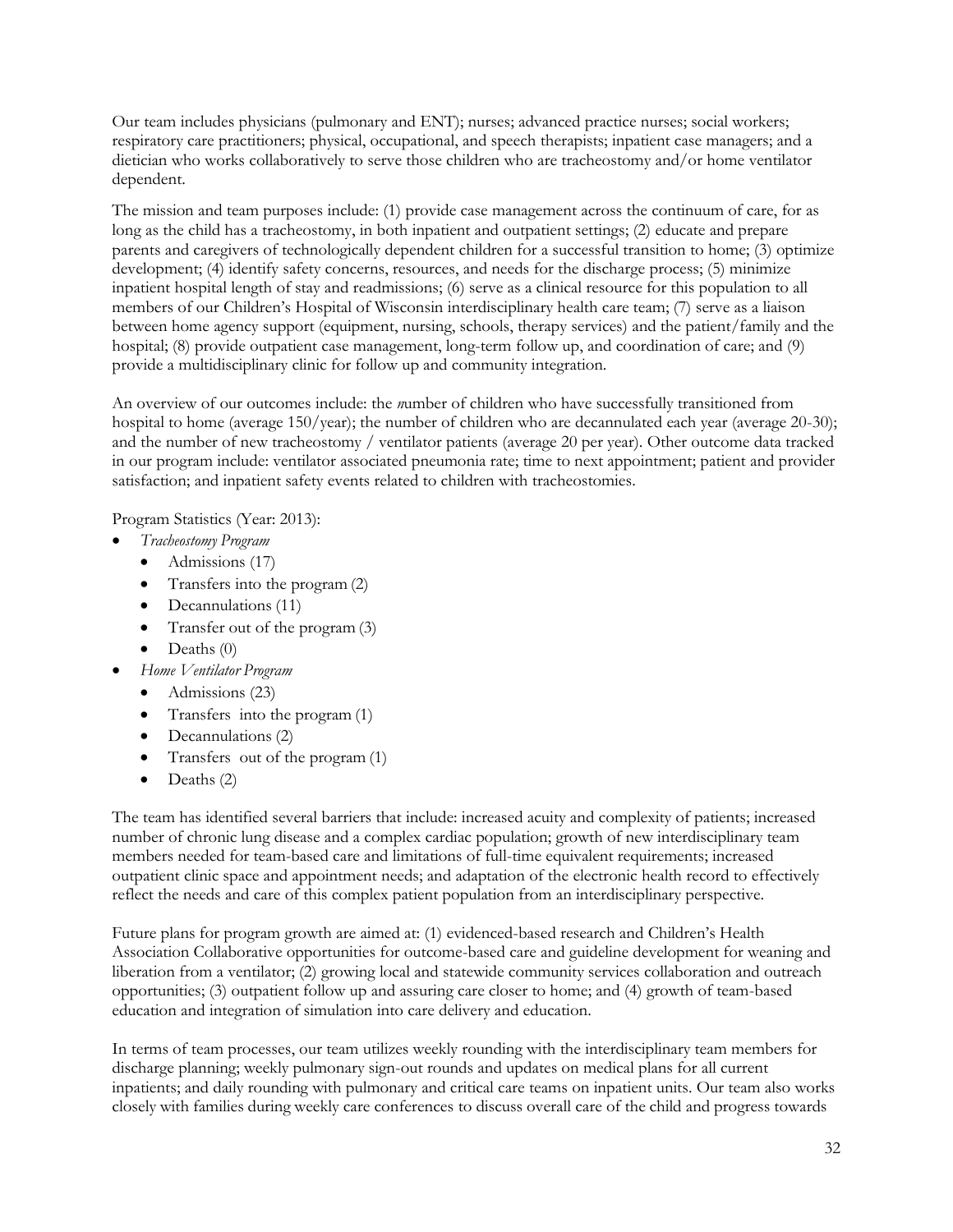Our team includes physicians (pulmonary and ENT); nurses; advanced practice nurses; social workers; respiratory care practitioners; physical, occupational, and speech therapists; inpatient case managers; and a dietician who works collaboratively to serve those children who are tracheostomy and/or home ventilator dependent.

The mission and team purposes include: (1) provide case management across the continuum of care, for as long as the child has a tracheostomy, in both inpatient and outpatient settings; (2) educate and prepare parents and caregivers of technologically dependent children for a successful transition to home; (3) optimize development; (4) identify safety concerns, resources, and needs for the discharge process; (5) minimize inpatient hospital length of stay and readmissions; (6) serve as a clinical resource for this population to all members of our Children's Hospital of Wisconsin interdisciplinary health care team; (7) serve as a liaison between home agency support (equipment, nursing, schools, therapy services) and the patient/family and the hospital; (8) provide outpatient case management, long-term follow up, and coordination of care; and (9) provide a multidisciplinary clinic for follow up and community integration.

An overview of our outcomes include: the *n*umber of children who have successfully transitioned from hospital to home (average 150/year); the number of children who are decannulated each year (average 20-30); and the number of new tracheostomy / ventilator patients (average 20 per year). Other outcome data tracked in our program include: ventilator associated pneumonia rate; time to next appointment; patient and provider satisfaction; and inpatient safety events related to children with tracheostomies.

Program Statistics (Year: 2013):

- *Tracheostomy Program*
  - Admissions (17)
  - Transfers into the program (2)
  - Decannulations (11)
  - Transfer out of the program (3)
  - Deaths (0)
- *Home Ventilator Program*
  - Admissions (23)
  - Transfers into the program (1)
  - Decannulations (2)
  - Transfers out of the program (1)
  - Deaths (2)

The team has identified several barriers that include: increased acuity and complexity of patients; increased number of chronic lung disease and a complex cardiac population; growth of new interdisciplinary team members needed for team-based care and limitations of full-time equivalent requirements; increased outpatient clinic space and appointment needs; and adaptation of the electronic health record to effectively reflect the needs and care of this complex patient population from an interdisciplinary perspective.

Future plans for program growth are aimed at: (1) evidenced-based research and Children's Health Association Collaborative opportunities for outcome-based care and guideline development for weaning and liberation from a ventilator; (2) growing local and statewide community services collaboration and outreach opportunities; (3) outpatient follow up and assuring care closer to home; and (4) growth of team-based education and integration of simulation into care delivery and education.

In terms of team processes, our team utilizes weekly rounding with the interdisciplinary team members for discharge planning; weekly pulmonary sign-out rounds and updates on medical plans for all current inpatients; and daily rounding with pulmonary and critical care teams on inpatient units. Our team also works closely with families during weekly care conferences to discuss overall care of the child and progress towards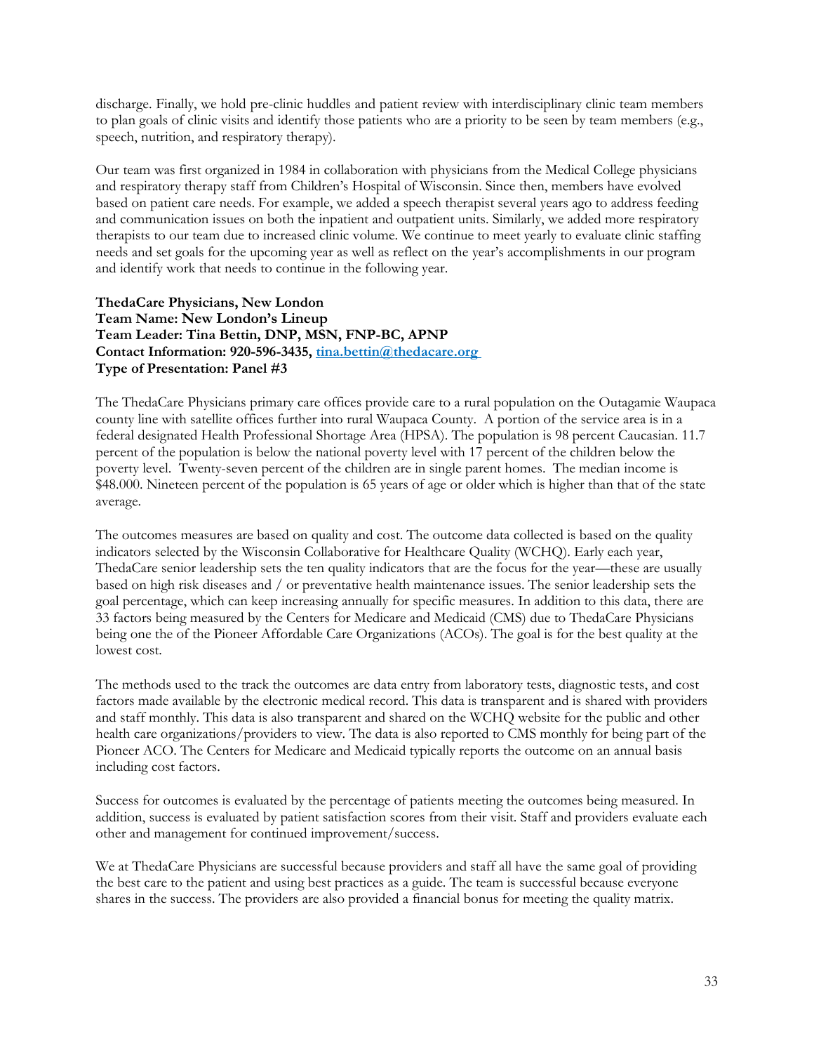discharge. Finally, we hold pre-clinic huddles and patient review with interdisciplinary clinic team members to plan goals of clinic visits and identify those patients who are a priority to be seen by team members (e.g., speech, nutrition, and respiratory therapy).

Our team was first organized in 1984 in collaboration with physicians from the Medical College physicians and respiratory therapy staff from Children's Hospital of Wisconsin. Since then, members have evolved based on patient care needs. For example, we added a speech therapist several years ago to address feeding and communication issues on both the inpatient and outpatient units. Similarly, we added more respiratory therapists to our team due to increased clinic volume. We continue to meet yearly to evaluate clinic staffing needs and set goals for the upcoming year as well as reflect on the year's accomplishments in our program and identify work that needs to continue in the following year.

**ThedaCare Physicians, New London**
**Team Name: New London's Lineup**
**Team Leader: Tina Bettin, DNP, MSN, FNP-BC, APNP**
**Contact Information: 920-596-3435, tina.bettin@thedacare.org**
**Type of Presentation: Panel #3**

The ThedaCare Physicians primary care offices provide care to a rural population on the Outagamie Waupaca county line with satellite offices further into rural Waupaca County. A portion of the service area is in a federal designated Health Professional Shortage Area (HPSA). The population is 98 percent Caucasian. 11.7 percent of the population is below the national poverty level with 17 percent of the children below the poverty level. Twenty-seven percent of the children are in single parent homes. The median income is $48.000. Nineteen percent of the population is 65 years of age or older which is higher than that of the state average.

The outcomes measures are based on quality and cost. The outcome data collected is based on the quality indicators selected by the Wisconsin Collaborative for Healthcare Quality (WCHQ). Early each year, ThedaCare senior leadership sets the ten quality indicators that are the focus for the year—these are usually based on high risk diseases and / or preventative health maintenance issues. The senior leadership sets the goal percentage, which can keep increasing annually for specific measures. In addition to this data, there are 33 factors being measured by the Centers for Medicare and Medicaid (CMS) due to ThedaCare Physicians being one the of the Pioneer Affordable Care Organizations (ACOs). The goal is for the best quality at the lowest cost.

The methods used to the track the outcomes are data entry from laboratory tests, diagnostic tests, and cost factors made available by the electronic medical record. This data is transparent and is shared with providers and staff monthly. This data is also transparent and shared on the WCHQ website for the public and other health care organizations/providers to view. The data is also reported to CMS monthly for being part of the Pioneer ACO. The Centers for Medicare and Medicaid typically reports the outcome on an annual basis including cost factors.

Success for outcomes is evaluated by the percentage of patients meeting the outcomes being measured. In addition, success is evaluated by patient satisfaction scores from their visit. Staff and providers evaluate each other and management for continued improvement/success.

We at ThedaCare Physicians are successful because providers and staff all have the same goal of providing the best care to the patient and using best practices as a guide. The team is successful because everyone shares in the success. The providers are also provided a financial bonus for meeting the quality matrix.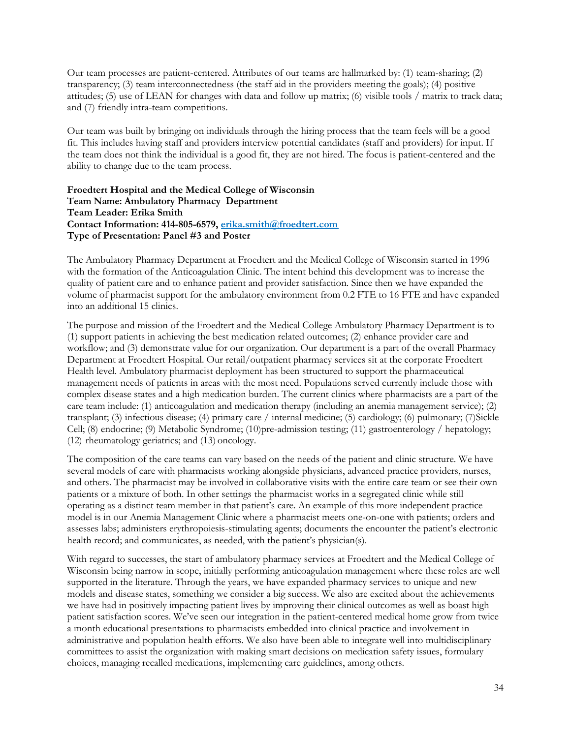Our team processes are patient-centered. Attributes of our teams are hallmarked by: (1) team-sharing; (2) transparency; (3) team interconnectedness (the staff aid in the providers meeting the goals); (4) positive attitudes; (5) use of LEAN for changes with data and follow up matrix; (6) visible tools / matrix to track data; and (7) friendly intra-team competitions.

Our team was built by bringing on individuals through the hiring process that the team feels will be a good fit. This includes having staff and providers interview potential candidates (staff and providers) for input. If the team does not think the individual is a good fit, they are not hired. The focus is patient-centered and the ability to change due to the team process.

**Froedtert Hospital and the Medical College of Wisconsin**
**Team Name: Ambulatory Pharmacy Department**
**Team Leader: Erika Smith**
**Contact Information: 414-805-6579, erika.smith@froedtert.com**
**Type of Presentation: Panel #3 and Poster**

The Ambulatory Pharmacy Department at Froedtert and the Medical College of Wisconsin started in 1996 with the formation of the Anticoagulation Clinic. The intent behind this development was to increase the quality of patient care and to enhance patient and provider satisfaction. Since then we have expanded the volume of pharmacist support for the ambulatory environment from 0.2 FTE to 16 FTE and have expanded into an additional 15 clinics.

The purpose and mission of the Froedtert and the Medical College Ambulatory Pharmacy Department is to (1) support patients in achieving the best medication related outcomes; (2) enhance provider care and workflow; and (3) demonstrate value for our organization. Our department is a part of the overall Pharmacy Department at Froedtert Hospital. Our retail/outpatient pharmacy services sit at the corporate Froedtert Health level. Ambulatory pharmacist deployment has been structured to support the pharmaceutical management needs of patients in areas with the most need. Populations served currently include those with complex disease states and a high medication burden. The current clinics where pharmacists are a part of the care team include: (1) anticoagulation and medication therapy (including an anemia management service); (2) transplant; (3) infectious disease; (4) primary care / internal medicine; (5) cardiology; (6) pulmonary; (7)Sickle Cell; (8) endocrine; (9) Metabolic Syndrome; (10)pre-admission testing; (11) gastroenterology / hepatology; (12) rheumatology geriatrics; and (13) oncology.

The composition of the care teams can vary based on the needs of the patient and clinic structure. We have several models of care with pharmacists working alongside physicians, advanced practice providers, nurses, and others. The pharmacist may be involved in collaborative visits with the entire care team or see their own patients or a mixture of both. In other settings the pharmacist works in a segregated clinic while still operating as a distinct team member in that patient's care. An example of this more independent practice model is in our Anemia Management Clinic where a pharmacist meets one-on-one with patients; orders and assesses labs; administers erythropoiesis-stimulating agents; documents the encounter the patient's electronic health record; and communicates, as needed, with the patient's physician(s).

With regard to successes, the start of ambulatory pharmacy services at Froedtert and the Medical College of Wisconsin being narrow in scope, initially performing anticoagulation management where these roles are well supported in the literature. Through the years, we have expanded pharmacy services to unique and new models and disease states, something we consider a big success. We also are excited about the achievements we have had in positively impacting patient lives by improving their clinical outcomes as well as boast high patient satisfaction scores. We've seen our integration in the patient-centered medical home grow from twice a month educational presentations to pharmacists embedded into clinical practice and involvement in administrative and population health efforts. We also have been able to integrate well into multidisciplinary committees to assist the organization with making smart decisions on medication safety issues, formulary choices, managing recalled medications, implementing care guidelines, among others.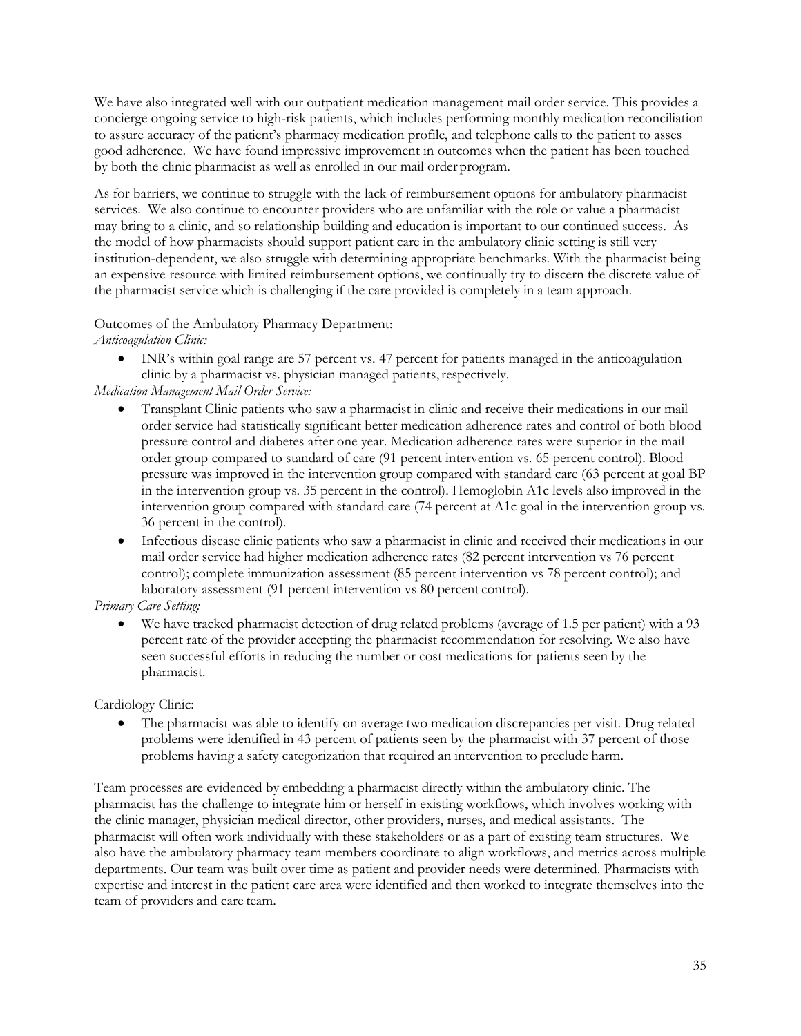We have also integrated well with our outpatient medication management mail order service. This provides a concierge ongoing service to high-risk patients, which includes performing monthly medication reconciliation to assure accuracy of the patient's pharmacy medication profile, and telephone calls to the patient to asses good adherence. We have found impressive improvement in outcomes when the patient has been touched by both the clinic pharmacist as well as enrolled in our mail order program.

As for barriers, we continue to struggle with the lack of reimbursement options for ambulatory pharmacist services. We also continue to encounter providers who are unfamiliar with the role or value a pharmacist may bring to a clinic, and so relationship building and education is important to our continued success. As the model of how pharmacists should support patient care in the ambulatory clinic setting is still very institution-dependent, we also struggle with determining appropriate benchmarks. With the pharmacist being an expensive resource with limited reimbursement options, we continually try to discern the discrete value of the pharmacist service which is challenging if the care provided is completely in a team approach.

Outcomes of the Ambulatory Pharmacy Department:

*Anticoagulation Clinic:*

- INR's within goal range are 57 percent vs. 47 percent for patients managed in the anticoagulation clinic by a pharmacist vs. physician managed patients, respectively.

*Medication Management Mail Order Service:*

- Transplant Clinic patients who saw a pharmacist in clinic and receive their medications in our mail order service had statistically significant better medication adherence rates and control of both blood pressure control and diabetes after one year. Medication adherence rates were superior in the mail order group compared to standard of care (91 percent intervention vs. 65 percent control). Blood pressure was improved in the intervention group compared with standard care (63 percent at goal BP in the intervention group vs. 35 percent in the control). Hemoglobin A1c levels also improved in the intervention group compared with standard care (74 percent at A1c goal in the intervention group vs. 36 percent in the control).
- Infectious disease clinic patients who saw a pharmacist in clinic and received their medications in our mail order service had higher medication adherence rates (82 percent intervention vs 76 percent control); complete immunization assessment (85 percent intervention vs 78 percent control); and laboratory assessment (91 percent intervention vs 80 percent control).

*Primary Care Setting:*

- We have tracked pharmacist detection of drug related problems (average of 1.5 per patient) with a 93 percent rate of the provider accepting the pharmacist recommendation for resolving. We also have seen successful efforts in reducing the number or cost medications for patients seen by the pharmacist.

Cardiology Clinic:

- The pharmacist was able to identify on average two medication discrepancies per visit. Drug related problems were identified in 43 percent of patients seen by the pharmacist with 37 percent of those problems having a safety categorization that required an intervention to preclude harm.

Team processes are evidenced by embedding a pharmacist directly within the ambulatory clinic. The pharmacist has the challenge to integrate him or herself in existing workflows, which involves working with the clinic manager, physician medical director, other providers, nurses, and medical assistants. The pharmacist will often work individually with these stakeholders or as a part of existing team structures. We also have the ambulatory pharmacy team members coordinate to align workflows, and metrics across multiple departments. Our team was built over time as patient and provider needs were determined. Pharmacists with expertise and interest in the patient care area were identified and then worked to integrate themselves into the team of providers and care team.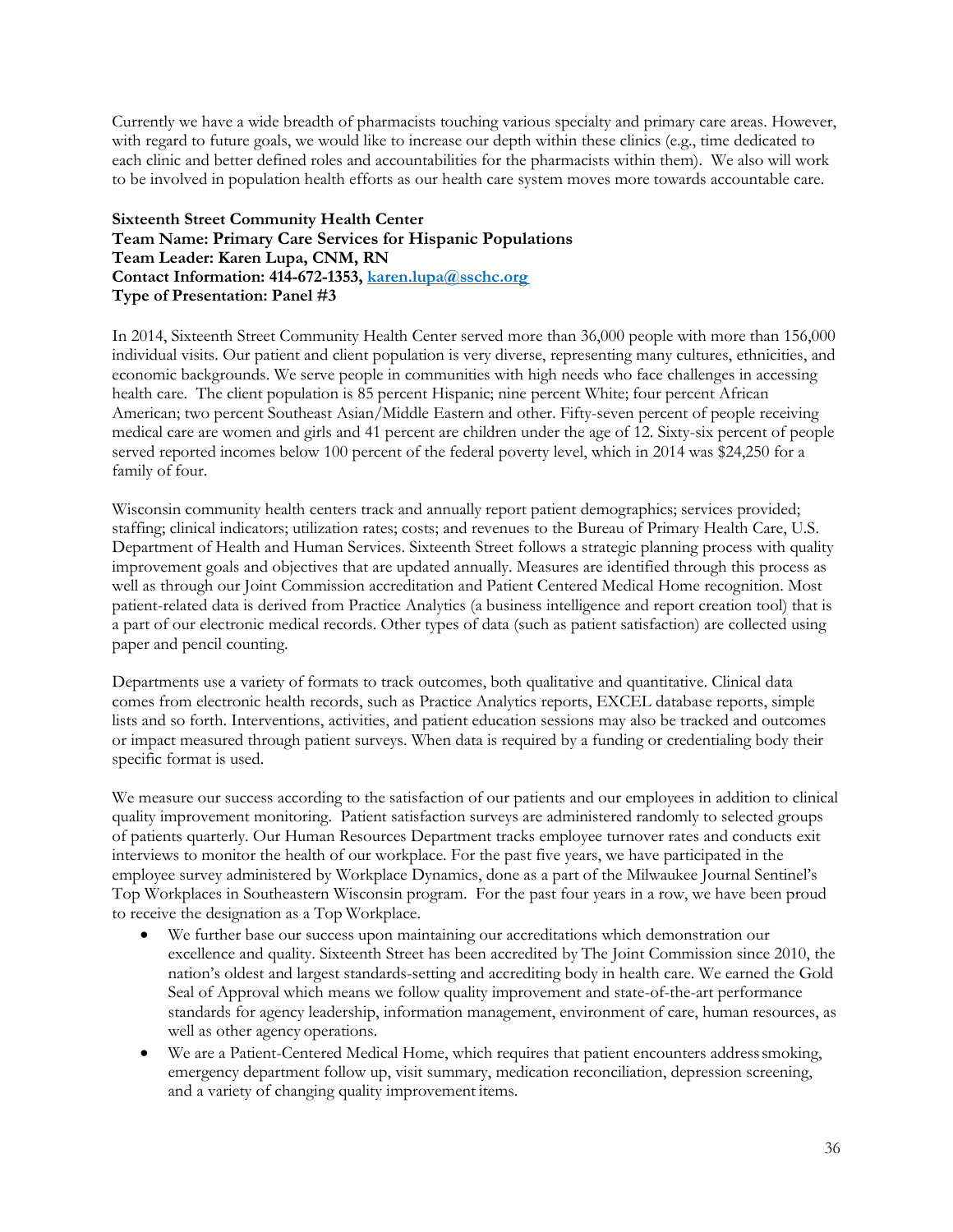Currently we have a wide breadth of pharmacists touching various specialty and primary care areas. However, with regard to future goals, we would like to increase our depth within these clinics (e.g., time dedicated to each clinic and better defined roles and accountabilities for the pharmacists within them). We also will work to be involved in population health efforts as our health care system moves more towards accountable care.

**Sixteenth Street Community Health Center**
**Team Name: Primary Care Services for Hispanic Populations**
**Team Leader: Karen Lupa, CNM, RN**
**Contact Information: 414-672-1353, karen.lupa@sschc.org**
**Type of Presentation: Panel #3**

In 2014, Sixteenth Street Community Health Center served more than 36,000 people with more than 156,000 individual visits. Our patient and client population is very diverse, representing many cultures, ethnicities, and economic backgrounds. We serve people in communities with high needs who face challenges in accessing health care. The client population is 85 percent Hispanic; nine percent White; four percent African American; two percent Southeast Asian/Middle Eastern and other. Fifty-seven percent of people receiving medical care are women and girls and 41 percent are children under the age of 12. Sixty-six percent of people served reported incomes below 100 percent of the federal poverty level, which in 2014 was $24,250 for a family of four.

Wisconsin community health centers track and annually report patient demographics; services provided; staffing; clinical indicators; utilization rates; costs; and revenues to the Bureau of Primary Health Care, U.S. Department of Health and Human Services. Sixteenth Street follows a strategic planning process with quality improvement goals and objectives that are updated annually. Measures are identified through this process as well as through our Joint Commission accreditation and Patient Centered Medical Home recognition. Most patient-related data is derived from Practice Analytics (a business intelligence and report creation tool) that is a part of our electronic medical records. Other types of data (such as patient satisfaction) are collected using paper and pencil counting.

Departments use a variety of formats to track outcomes, both qualitative and quantitative. Clinical data comes from electronic health records, such as Practice Analytics reports, EXCEL database reports, simple lists and so forth. Interventions, activities, and patient education sessions may also be tracked and outcomes or impact measured through patient surveys. When data is required by a funding or credentialing body their specific format is used.

We measure our success according to the satisfaction of our patients and our employees in addition to clinical quality improvement monitoring. Patient satisfaction surveys are administered randomly to selected groups of patients quarterly. Our Human Resources Department tracks employee turnover rates and conducts exit interviews to monitor the health of our workplace. For the past five years, we have participated in the employee survey administered by Workplace Dynamics, done as a part of the Milwaukee Journal Sentinel's Top Workplaces in Southeastern Wisconsin program. For the past four years in a row, we have been proud to receive the designation as a Top Workplace.

- We further base our success upon maintaining our accreditations which demonstration our excellence and quality. Sixteenth Street has been accredited by The Joint Commission since 2010, the nation's oldest and largest standards-setting and accrediting body in health care. We earned the Gold Seal of Approval which means we follow quality improvement and state-of-the-art performance standards for agency leadership, information management, environment of care, human resources, as well as other agency operations.
- We are a Patient-Centered Medical Home, which requires that patient encounters address smoking, emergency department follow up, visit summary, medication reconciliation, depression screening, and a variety of changing quality improvement items.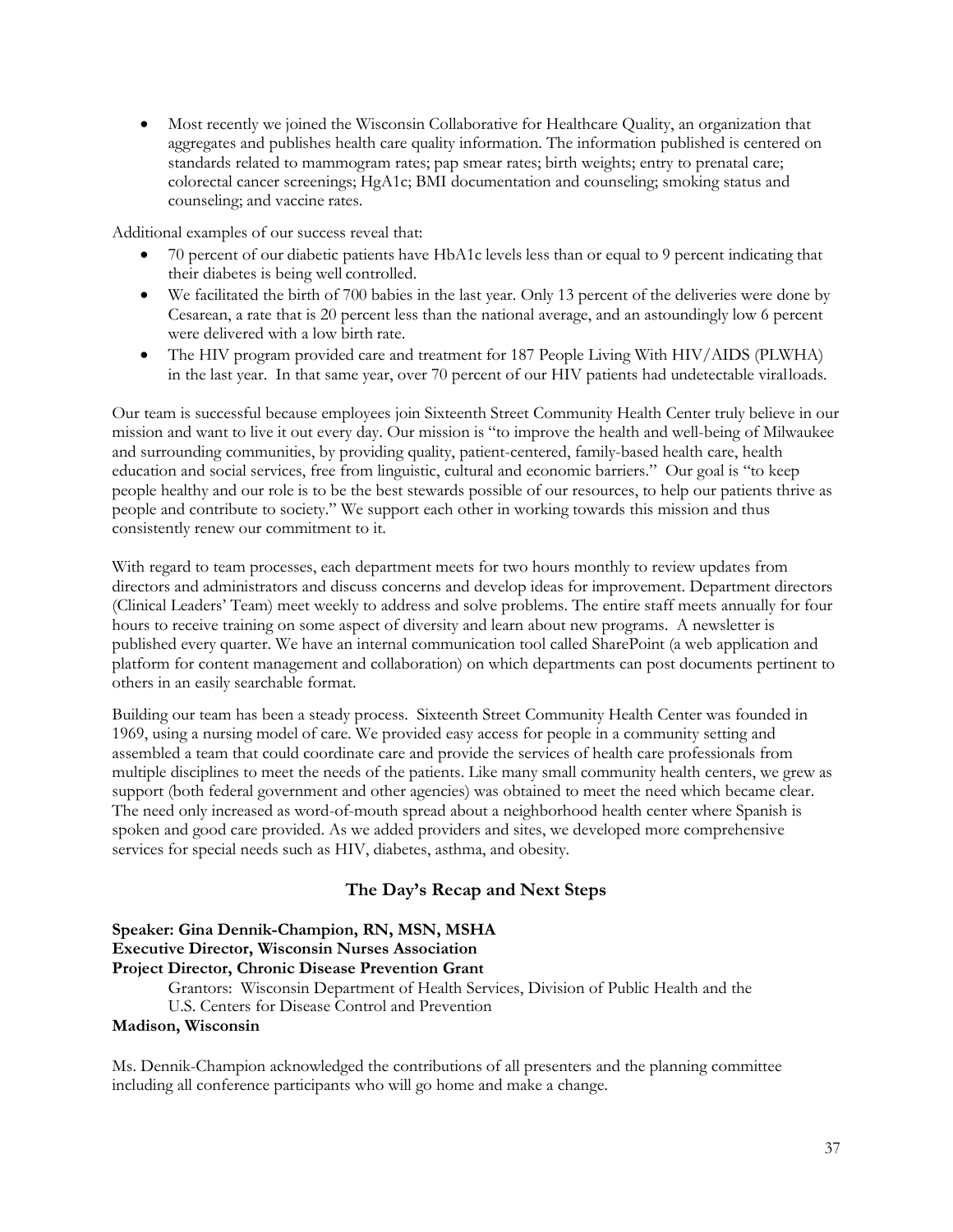- Most recently we joined the Wisconsin Collaborative for Healthcare Quality, an organization that aggregates and publishes health care quality information. The information published is centered on standards related to mammogram rates; pap smear rates; birth weights; entry to prenatal care; colorectal cancer screenings; HgA1c; BMI documentation and counseling; smoking status and counseling; and vaccine rates.

Additional examples of our success reveal that:

- 70 percent of our diabetic patients have HbA1c levels less than or equal to 9 percent indicating that their diabetes is being well controlled.
- We facilitated the birth of 700 babies in the last year. Only 13 percent of the deliveries were done by Cesarean, a rate that is 20 percent less than the national average, and an astoundingly low 6 percent were delivered with a low birth rate.
- The HIV program provided care and treatment for 187 People Living With HIV/AIDS (PLWHA) in the last year. In that same year, over 70 percent of our HIV patients had undetectable viralloads.

Our team is successful because employees join Sixteenth Street Community Health Center truly believe in our mission and want to live it out every day. Our mission is "to improve the health and well-being of Milwaukee and surrounding communities, by providing quality, patient-centered, family-based health care, health education and social services, free from linguistic, cultural and economic barriers." Our goal is "to keep people healthy and our role is to be the best stewards possible of our resources, to help our patients thrive as people and contribute to society." We support each other in working towards this mission and thus consistently renew our commitment to it.

With regard to team processes, each department meets for two hours monthly to review updates from directors and administrators and discuss concerns and develop ideas for improvement. Department directors (Clinical Leaders' Team) meet weekly to address and solve problems. The entire staff meets annually for four hours to receive training on some aspect of diversity and learn about new programs. A newsletter is published every quarter. We have an internal communication tool called SharePoint (a web application and platform for content management and collaboration) on which departments can post documents pertinent to others in an easily searchable format.

Building our team has been a steady process. Sixteenth Street Community Health Center was founded in 1969, using a nursing model of care. We provided easy access for people in a community setting and assembled a team that could coordinate care and provide the services of health care professionals from multiple disciplines to meet the needs of the patients. Like many small community health centers, we grew as support (both federal government and other agencies) was obtained to meet the need which became clear. The need only increased as word-of-mouth spread about a neighborhood health center where Spanish is spoken and good care provided. As we added providers and sites, we developed more comprehensive services for special needs such as HIV, diabetes, asthma, and obesity.

## The Day's Recap and Next Steps

**Speaker: Gina Dennik-Champion, RN, MSN, MSHA**
**Executive Director, Wisconsin Nurses Association**
**Project Director, Chronic Disease Prevention Grant**
Grantors: Wisconsin Department of Health Services, Division of Public Health and the U.S. Centers for Disease Control and Prevention
**Madison, Wisconsin**

Ms. Dennik-Champion acknowledged the contributions of all presenters and the planning committee including all conference participants who will go home and make a change.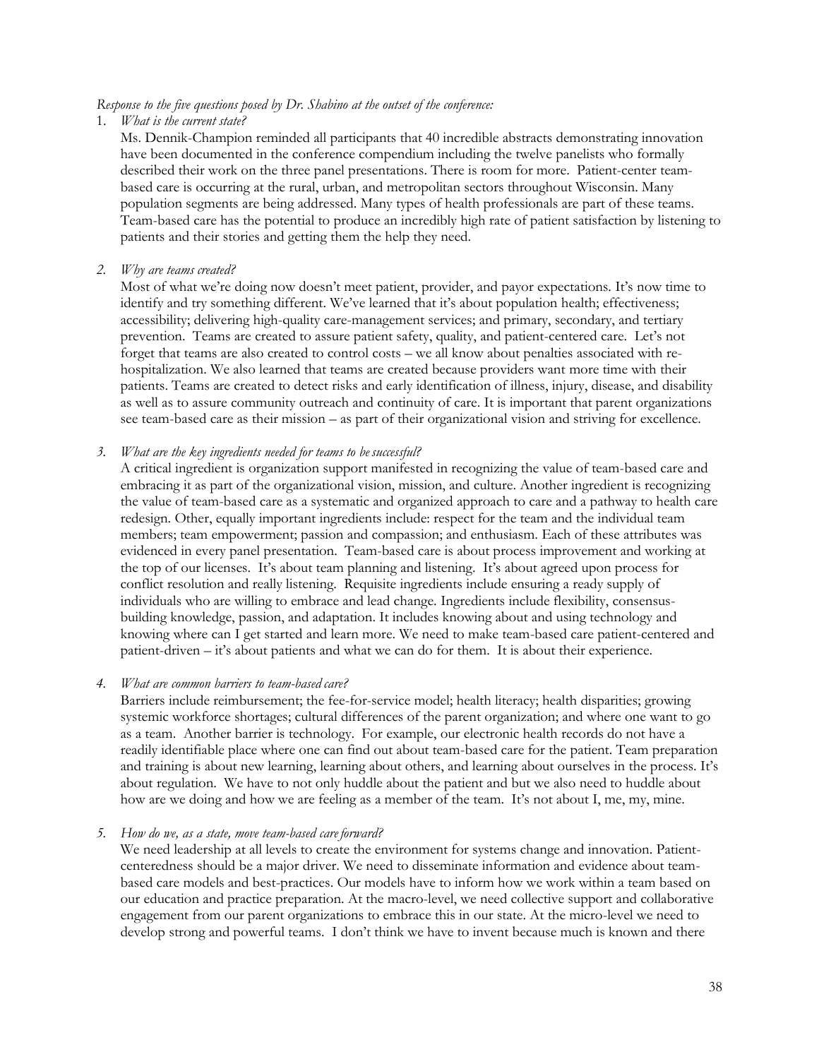*Response to the five questions posed by Dr. Shabino at the outset of the conference:*

1. *What is the current state?*

   Ms. Dennik-Champion reminded all participants that 40 incredible abstracts demonstrating innovation have been documented in the conference compendium including the twelve panelists who formally described their work on the three panel presentations. There is room for more. Patient-center team-based care is occurring at the rural, urban, and metropolitan sectors throughout Wisconsin. Many population segments are being addressed. Many types of health professionals are part of these teams. Team-based care has the potential to produce an incredibly high rate of patient satisfaction by listening to patients and their stories and getting them the help they need.

2. *Why are teams created?*

   Most of what we're doing now doesn't meet patient, provider, and payor expectations. It's now time to identify and try something different. We've learned that it's about population health; effectiveness; accessibility; delivering high-quality care-management services; and primary, secondary, and tertiary prevention. Teams are created to assure patient safety, quality, and patient-centered care. Let's not forget that teams are also created to control costs – we all know about penalties associated with re-hospitalization. We also learned that teams are created because providers want more time with their patients. Teams are created to detect risks and early identification of illness, injury, disease, and disability as well as to assure community outreach and continuity of care. It is important that parent organizations see team-based care as their mission – as part of their organizational vision and striving for excellence.

3. *What are the key ingredients needed for teams to be successful?*

   A critical ingredient is organization support manifested in recognizing the value of team-based care and embracing it as part of the organizational vision, mission, and culture. Another ingredient is recognizing the value of team-based care as a systematic and organized approach to care and a pathway to health care redesign. Other, equally important ingredients include: respect for the team and the individual team members; team empowerment; passion and compassion; and enthusiasm. Each of these attributes was evidenced in every panel presentation. Team-based care is about process improvement and working at the top of our licenses. It's about team planning and listening. It's about agreed upon process for conflict resolution and really listening. Requisite ingredients include ensuring a ready supply of individuals who are willing to embrace and lead change. Ingredients include flexibility, consensus-building knowledge, passion, and adaptation. It includes knowing about and using technology and knowing where can I get started and learn more. We need to make team-based care patient-centered and patient-driven – it's about patients and what we can do for them. It is about their experience.

4. *What are common barriers to team-based care?*

   Barriers include reimbursement; the fee-for-service model; health literacy; health disparities; growing systemic workforce shortages; cultural differences of the parent organization; and where one want to go as a team. Another barrier is technology. For example, our electronic health records do not have a readily identifiable place where one can find out about team-based care for the patient. Team preparation and training is about new learning, learning about others, and learning about ourselves in the process. It's about regulation. We have to not only huddle about the patient and but we also need to huddle about how are we doing and how we are feeling as a member of the team. It's not about I, me, my, mine.

5. *How do we, as a state, move team-based care forward?*

   We need leadership at all levels to create the environment for systems change and innovation. Patient-centeredness should be a major driver. We need to disseminate information and evidence about team-based care models and best-practices. Our models have to inform how we work within a team based on our education and practice preparation. At the macro-level, we need collective support and collaborative engagement from our parent organizations to embrace this in our state. At the micro-level we need to develop strong and powerful teams. I don't think we have to invent because much is known and there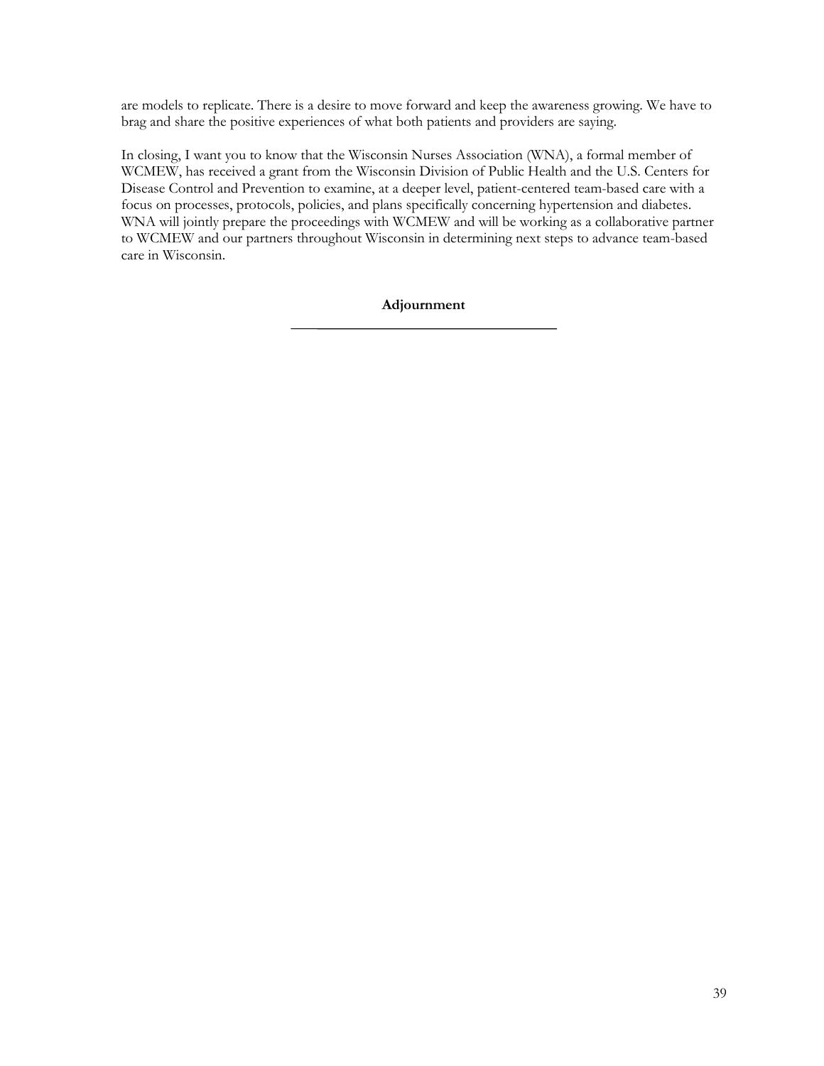are models to replicate. There is a desire to move forward and keep the awareness growing. We have to brag and share the positive experiences of what both patients and providers are saying.

In closing, I want you to know that the Wisconsin Nurses Association (WNA), a formal member of WCMEW, has received a grant from the Wisconsin Division of Public Health and the U.S. Centers for Disease Control and Prevention to examine, at a deeper level, patient-centered team-based care with a focus on processes, protocols, policies, and plans specifically concerning hypertension and diabetes. WNA will jointly prepare the proceedings with WCMEW and will be working as a collaborative partner to WCMEW and our partners throughout Wisconsin in determining next steps to advance team-based care in Wisconsin.

**Adjournment**